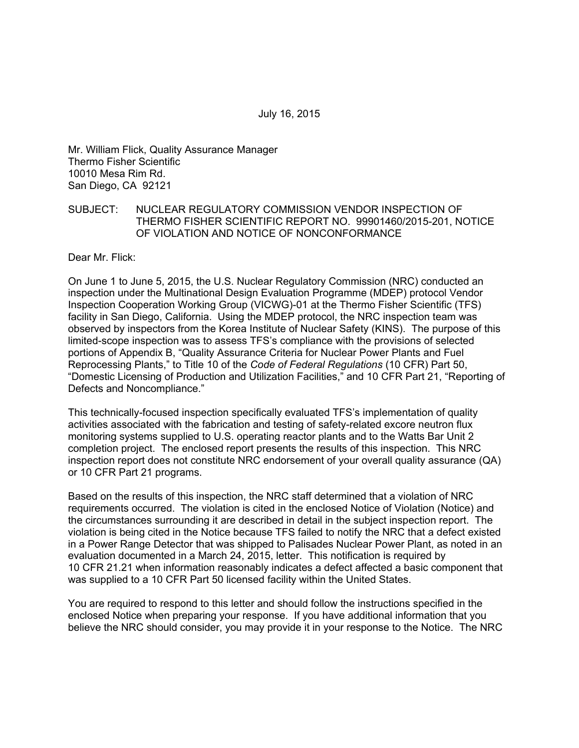July 16, 2015

Mr. William Flick, Quality Assurance Manager
Thermo Fisher Scientific
10010 Mesa Rim Rd.
San Diego, CA 92121

SUBJECT: NUCLEAR REGULATORY COMMISSION VENDOR INSPECTION OF THERMO FISHER SCIENTIFIC REPORT NO. 99901460/2015-201, NOTICE OF VIOLATION AND NOTICE OF NONCONFORMANCE

Dear Mr. Flick:

On June 1 to June 5, 2015, the U.S. Nuclear Regulatory Commission (NRC) conducted an inspection under the Multinational Design Evaluation Programme (MDEP) protocol Vendor Inspection Cooperation Working Group (VICWG)-01 at the Thermo Fisher Scientific (TFS) facility in San Diego, California. Using the MDEP protocol, the NRC inspection team was observed by inspectors from the Korea Institute of Nuclear Safety (KINS). The purpose of this limited-scope inspection was to assess TFS's compliance with the provisions of selected portions of Appendix B, "Quality Assurance Criteria for Nuclear Power Plants and Fuel Reprocessing Plants," to Title 10 of the *Code of Federal Regulations* (10 CFR) Part 50, "Domestic Licensing of Production and Utilization Facilities," and 10 CFR Part 21, "Reporting of Defects and Noncompliance."

This technically-focused inspection specifically evaluated TFS's implementation of quality activities associated with the fabrication and testing of safety-related excore neutron flux monitoring systems supplied to U.S. operating reactor plants and to the Watts Bar Unit 2 completion project. The enclosed report presents the results of this inspection. This NRC inspection report does not constitute NRC endorsement of your overall quality assurance (QA) or 10 CFR Part 21 programs.

Based on the results of this inspection, the NRC staff determined that a violation of NRC requirements occurred. The violation is cited in the enclosed Notice of Violation (Notice) and the circumstances surrounding it are described in detail in the subject inspection report. The violation is being cited in the Notice because TFS failed to notify the NRC that a defect existed in a Power Range Detector that was shipped to Palisades Nuclear Power Plant, as noted in an evaluation documented in a March 24, 2015, letter. This notification is required by 10 CFR 21.21 when information reasonably indicates a defect affected a basic component that was supplied to a 10 CFR Part 50 licensed facility within the United States.

You are required to respond to this letter and should follow the instructions specified in the enclosed Notice when preparing your response. If you have additional information that you believe the NRC should consider, you may provide it in your response to the Notice. The NRC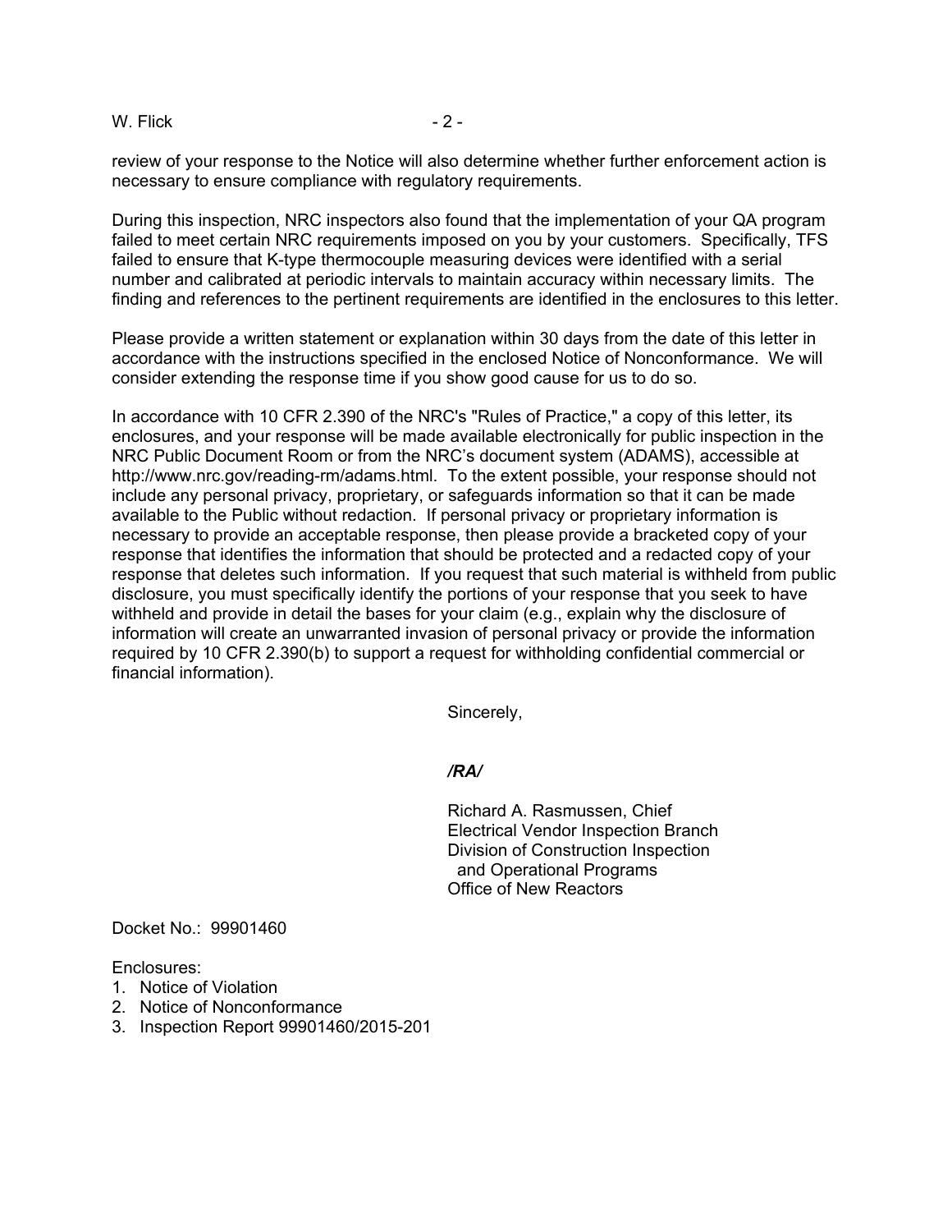review of your response to the Notice will also determine whether further enforcement action is necessary to ensure compliance with regulatory requirements.

During this inspection, NRC inspectors also found that the implementation of your QA program failed to meet certain NRC requirements imposed on you by your customers. Specifically, TFS failed to ensure that K-type thermocouple measuring devices were identified with a serial number and calibrated at periodic intervals to maintain accuracy within necessary limits. The finding and references to the pertinent requirements are identified in the enclosures to this letter.

Please provide a written statement or explanation within 30 days from the date of this letter in accordance with the instructions specified in the enclosed Notice of Nonconformance. We will consider extending the response time if you show good cause for us to do so.

In accordance with 10 CFR 2.390 of the NRC's "Rules of Practice," a copy of this letter, its enclosures, and your response will be made available electronically for public inspection in the NRC Public Document Room or from the NRC's document system (ADAMS), accessible at http://www.nrc.gov/reading-rm/adams.html. To the extent possible, your response should not include any personal privacy, proprietary, or safeguards information so that it can be made available to the Public without redaction. If personal privacy or proprietary information is necessary to provide an acceptable response, then please provide a bracketed copy of your response that identifies the information that should be protected and a redacted copy of your response that deletes such information. If you request that such material is withheld from public disclosure, you must specifically identify the portions of your response that you seek to have withheld and provide in detail the bases for your claim (e.g., explain why the disclosure of information will create an unwarranted invasion of personal privacy or provide the information required by 10 CFR 2.390(b) to support a request for withholding confidential commercial or financial information).

Sincerely,

*/RA/*

Richard A. Rasmussen, Chief
Electrical Vendor Inspection Branch
Division of Construction Inspection
and Operational Programs
Office of New Reactors

Docket No.: 99901460

Enclosures:
1. Notice of Violation
2. Notice of Nonconformance
3. Inspection Report 99901460/2015-201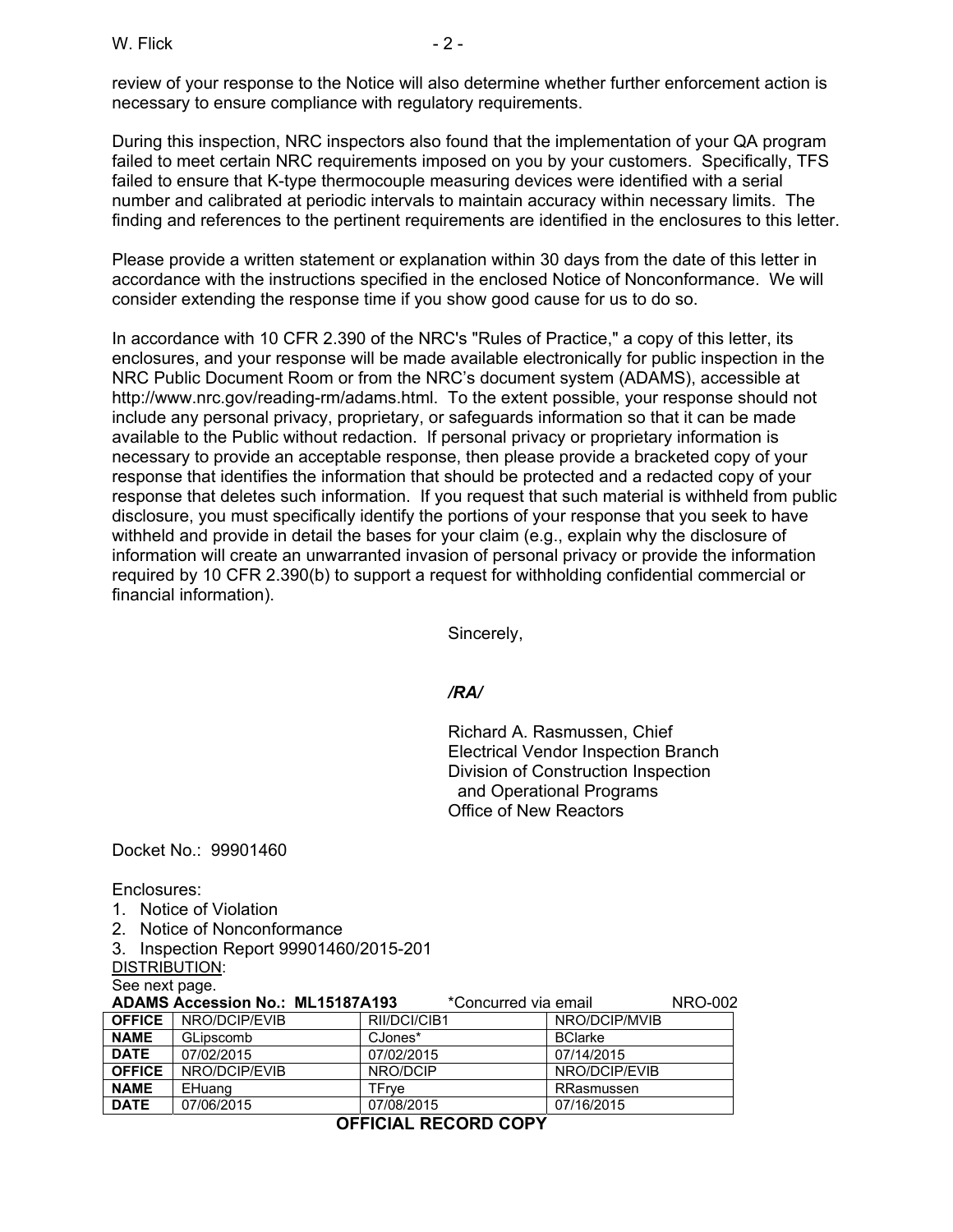review of your response to the Notice will also determine whether further enforcement action is necessary to ensure compliance with regulatory requirements.

During this inspection, NRC inspectors also found that the implementation of your QA program failed to meet certain NRC requirements imposed on you by your customers. Specifically, TFS failed to ensure that K-type thermocouple measuring devices were identified with a serial number and calibrated at periodic intervals to maintain accuracy within necessary limits. The finding and references to the pertinent requirements are identified in the enclosures to this letter.

Please provide a written statement or explanation within 30 days from the date of this letter in accordance with the instructions specified in the enclosed Notice of Nonconformance. We will consider extending the response time if you show good cause for us to do so.

In accordance with 10 CFR 2.390 of the NRC's "Rules of Practice," a copy of this letter, its enclosures, and your response will be made available electronically for public inspection in the NRC Public Document Room or from the NRC's document system (ADAMS), accessible at http://www.nrc.gov/reading-rm/adams.html. To the extent possible, your response should not include any personal privacy, proprietary, or safeguards information so that it can be made available to the Public without redaction. If personal privacy or proprietary information is necessary to provide an acceptable response, then please provide a bracketed copy of your response that identifies the information that should be protected and a redacted copy of your response that deletes such information. If you request that such material is withheld from public disclosure, you must specifically identify the portions of your response that you seek to have withheld and provide in detail the bases for your claim (e.g., explain why the disclosure of information will create an unwarranted invasion of personal privacy or provide the information required by 10 CFR 2.390(b) to support a request for withholding confidential commercial or financial information).

Sincerely,

*/RA/*

Richard A. Rasmussen, Chief
Electrical Vendor Inspection Branch
Division of Construction Inspection
and Operational Programs
Office of New Reactors

Docket No.: 99901460

Enclosures:
1. Notice of Violation
2. Notice of Nonconformance
3. Inspection Report 99901460/2015-201

DISTRIBUTION:
See next page.

**ADAMS Accession No.: ML15187A193** *Concurred via email NRO-002

| **OFFICE** | NRO/DCIP/EVIB | RII/DCI/CIB1 | NRO/DCIP/MVIB |
|---|---|---|---|
| **NAME** | GLipscomb | CJones* | BClarke |
| **DATE** | 07/02/2015 | 07/02/2015 | 07/14/2015 |
| **OFFICE** | NRO/DCIP/EVIB | NRO/DCIP | NRO/DCIP/EVIB |
| **NAME** | EHuang | TFrye | RRasmussen |
| **DATE** | 07/06/2015 | 07/08/2015 | 07/16/2015 |

**OFFICIAL RECORD COPY**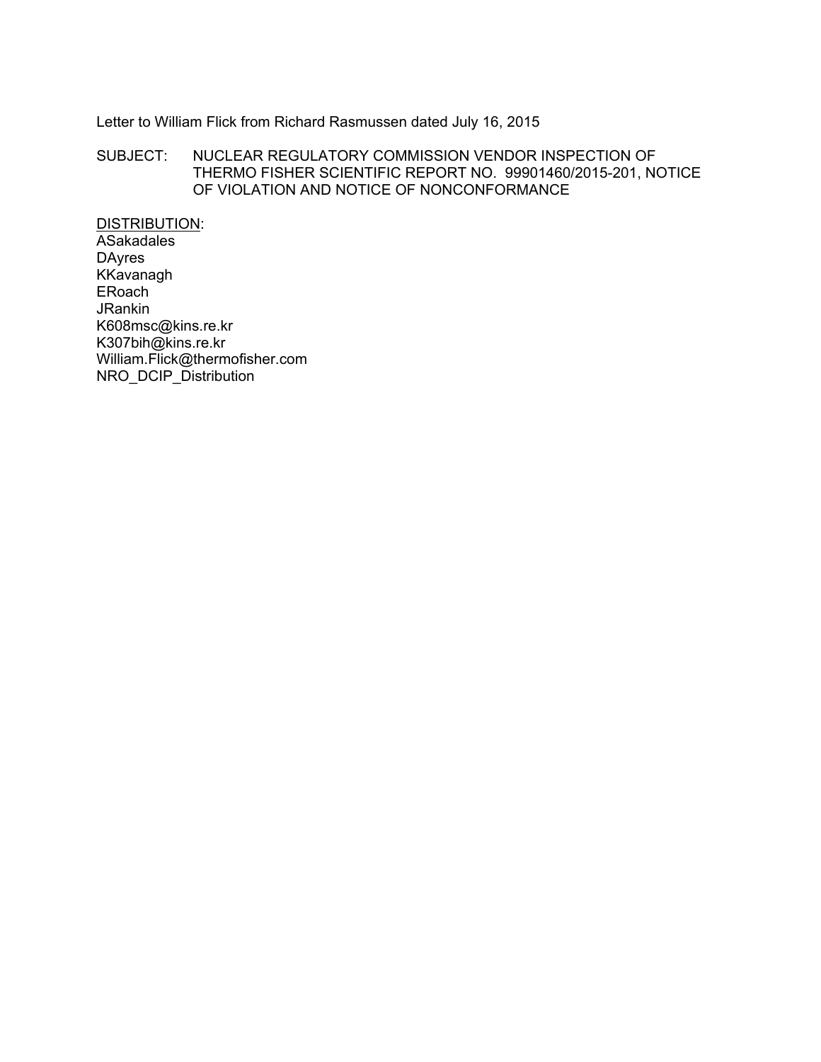Letter to William Flick from Richard Rasmussen dated July 16, 2015

SUBJECT: NUCLEAR REGULATORY COMMISSION VENDOR INSPECTION OF THERMO FISHER SCIENTIFIC REPORT NO. 99901460/2015-201, NOTICE OF VIOLATION AND NOTICE OF NONCONFORMANCE

<u>DISTRIBUTION</u>:
ASakadales
DAyres
KKavanagh
ERoach
JRankin
K608msc@kins.re.kr
K307bih@kins.re.kr
William.Flick@thermofisher.com
NRO_DCIP_Distribution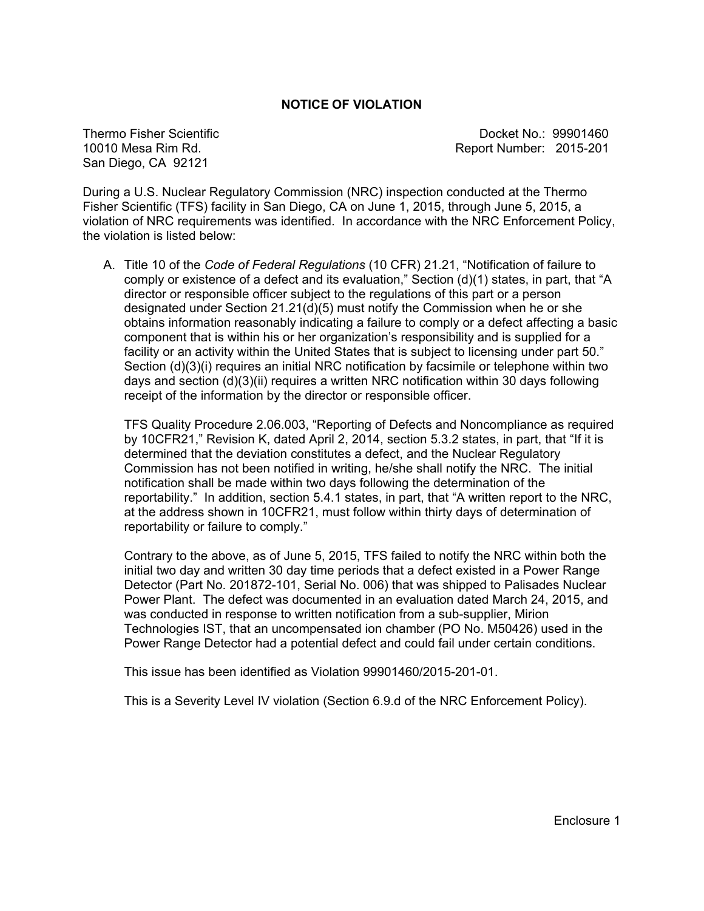# NOTICE OF VIOLATION

Thermo Fisher Scientific
10010 Mesa Rim Rd.
San Diego, CA 92121

Docket No.: 99901460
Report Number: 2015-201

During a U.S. Nuclear Regulatory Commission (NRC) inspection conducted at the Thermo Fisher Scientific (TFS) facility in San Diego, CA on June 1, 2015, through June 5, 2015, a violation of NRC requirements was identified. In accordance with the NRC Enforcement Policy, the violation is listed below:

A. Title 10 of the *Code of Federal Regulations* (10 CFR) 21.21, "Notification of failure to comply or existence of a defect and its evaluation," Section (d)(1) states, in part, that "A director or responsible officer subject to the regulations of this part or a person designated under Section 21.21(d)(5) must notify the Commission when he or she obtains information reasonably indicating a failure to comply or a defect affecting a basic component that is within his or her organization's responsibility and is supplied for a facility or an activity within the United States that is subject to licensing under part 50." Section (d)(3)(i) requires an initial NRC notification by facsimile or telephone within two days and section (d)(3)(ii) requires a written NRC notification within 30 days following receipt of the information by the director or responsible officer.

   TFS Quality Procedure 2.06.003, "Reporting of Defects and Noncompliance as required by 10CFR21," Revision K, dated April 2, 2014, section 5.3.2 states, in part, that "If it is determined that the deviation constitutes a defect, and the Nuclear Regulatory Commission has not been notified in writing, he/she shall notify the NRC. The initial notification shall be made within two days following the determination of the reportability." In addition, section 5.4.1 states, in part, that "A written report to the NRC, at the address shown in 10CFR21, must follow within thirty days of determination of reportability or failure to comply."

   Contrary to the above, as of June 5, 2015, TFS failed to notify the NRC within both the initial two day and written 30 day time periods that a defect existed in a Power Range Detector (Part No. 201872-101, Serial No. 006) that was shipped to Palisades Nuclear Power Plant. The defect was documented in an evaluation dated March 24, 2015, and was conducted in response to written notification from a sub-supplier, Mirion Technologies IST, that an uncompensated ion chamber (PO No. M50426) used in the Power Range Detector had a potential defect and could fail under certain conditions.

   This issue has been identified as Violation 99901460/2015-201-01.

   This is a Severity Level IV violation (Section 6.9.d of the NRC Enforcement Policy).

Enclosure 1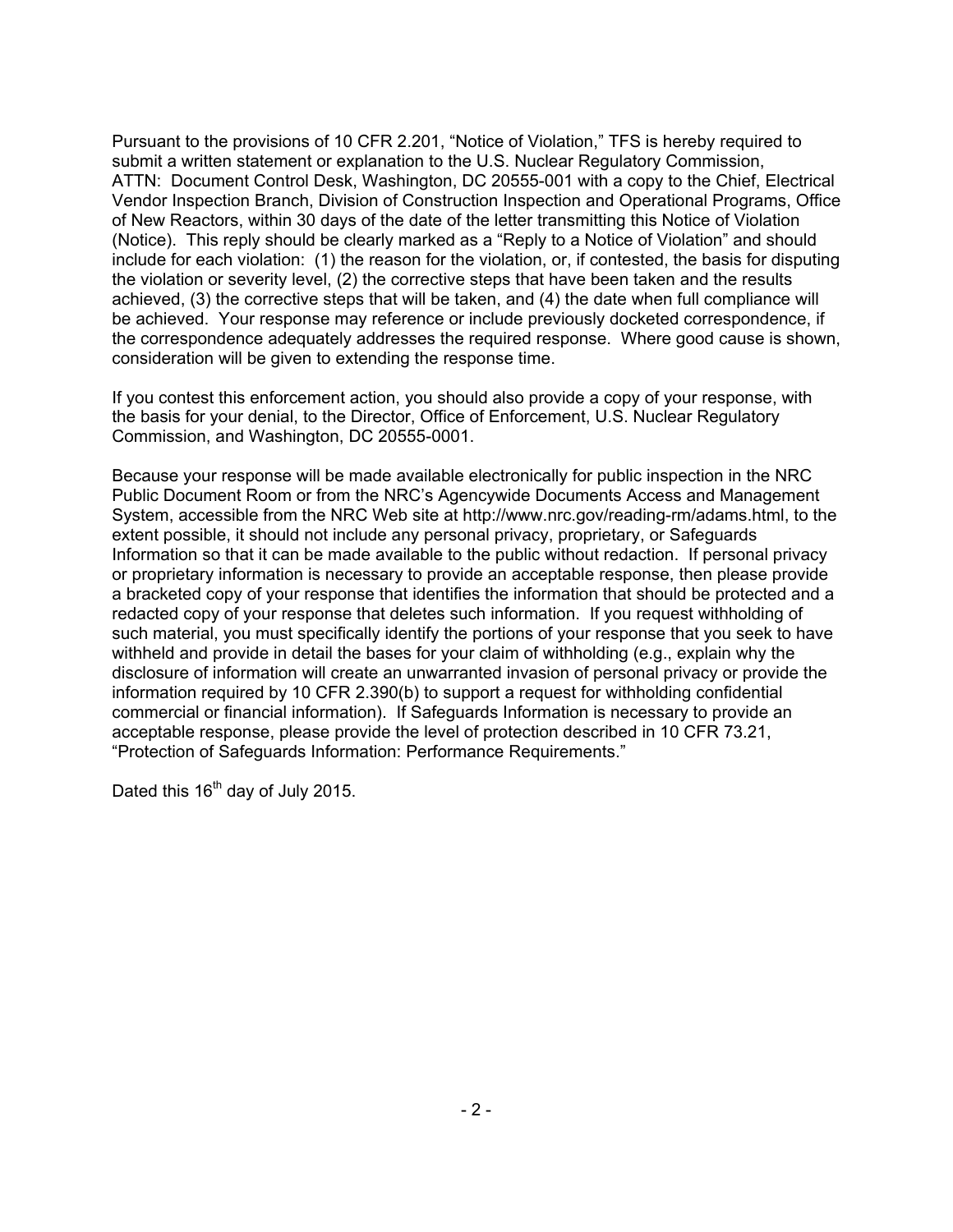Pursuant to the provisions of 10 CFR 2.201, "Notice of Violation," TFS is hereby required to submit a written statement or explanation to the U.S. Nuclear Regulatory Commission, ATTN: Document Control Desk, Washington, DC 20555-001 with a copy to the Chief, Electrical Vendor Inspection Branch, Division of Construction Inspection and Operational Programs, Office of New Reactors, within 30 days of the date of the letter transmitting this Notice of Violation (Notice). This reply should be clearly marked as a "Reply to a Notice of Violation" and should include for each violation: (1) the reason for the violation, or, if contested, the basis for disputing the violation or severity level, (2) the corrective steps that have been taken and the results achieved, (3) the corrective steps that will be taken, and (4) the date when full compliance will be achieved. Your response may reference or include previously docketed correspondence, if the correspondence adequately addresses the required response. Where good cause is shown, consideration will be given to extending the response time.

If you contest this enforcement action, you should also provide a copy of your response, with the basis for your denial, to the Director, Office of Enforcement, U.S. Nuclear Regulatory Commission, and Washington, DC 20555-0001.

Because your response will be made available electronically for public inspection in the NRC Public Document Room or from the NRC's Agencywide Documents Access and Management System, accessible from the NRC Web site at http://www.nrc.gov/reading-rm/adams.html, to the extent possible, it should not include any personal privacy, proprietary, or Safeguards Information so that it can be made available to the public without redaction. If personal privacy or proprietary information is necessary to provide an acceptable response, then please provide a bracketed copy of your response that identifies the information that should be protected and a redacted copy of your response that deletes such information. If you request withholding of such material, you must specifically identify the portions of your response that you seek to have withheld and provide in detail the bases for your claim of withholding (e.g., explain why the disclosure of information will create an unwarranted invasion of personal privacy or provide the information required by 10 CFR 2.390(b) to support a request for withholding confidential commercial or financial information). If Safeguards Information is necessary to provide an acceptable response, please provide the level of protection described in 10 CFR 73.21, "Protection of Safeguards Information: Performance Requirements."

Dated this 16th day of July 2015.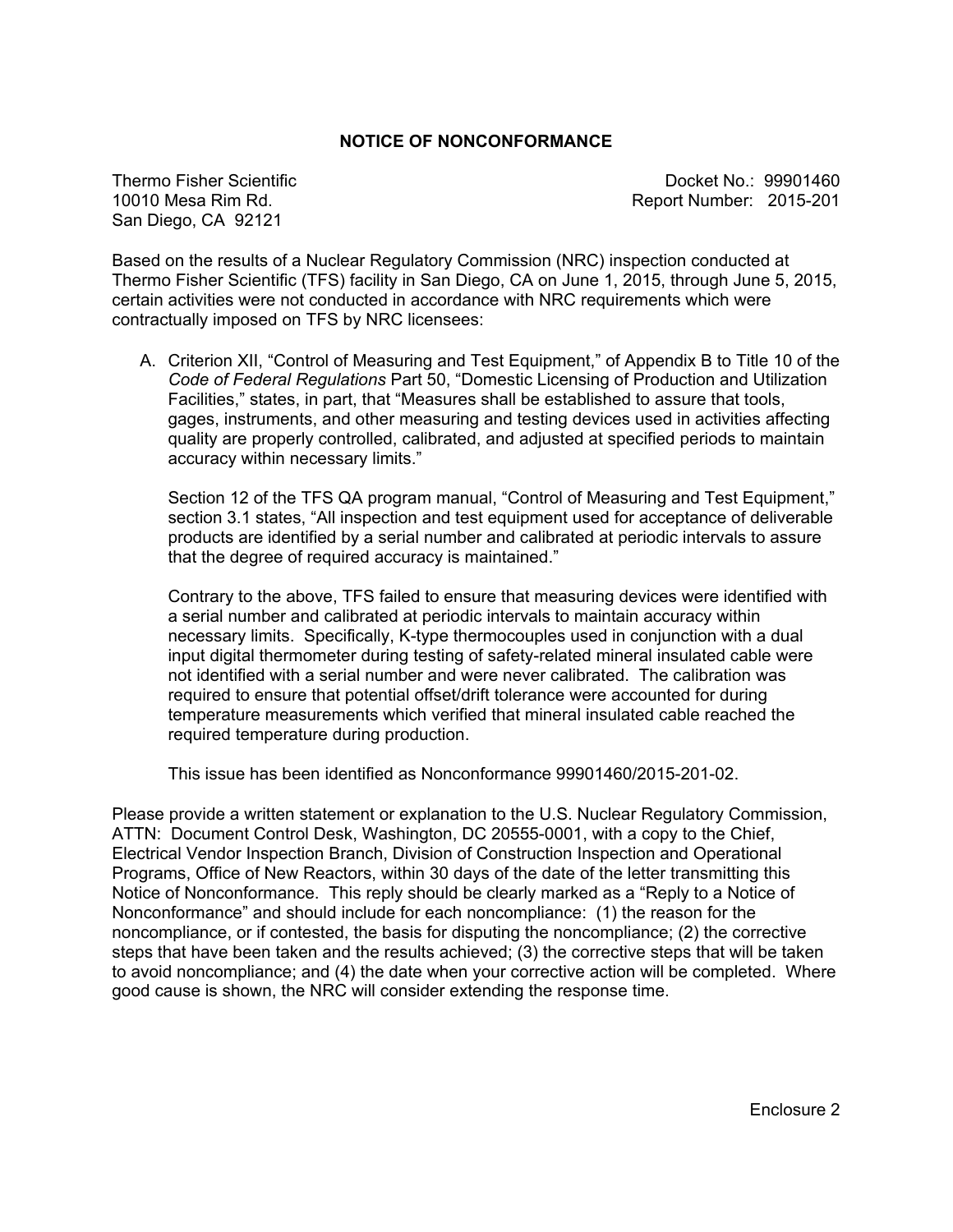## NOTICE OF NONCONFORMANCE

Thermo Fisher Scientific
10010 Mesa Rim Rd.
San Diego, CA 92121

Docket No.: 99901460
Report Number: 2015-201

Based on the results of a Nuclear Regulatory Commission (NRC) inspection conducted at Thermo Fisher Scientific (TFS) facility in San Diego, CA on June 1, 2015, through June 5, 2015, certain activities were not conducted in accordance with NRC requirements which were contractually imposed on TFS by NRC licensees:

A. Criterion XII, "Control of Measuring and Test Equipment," of Appendix B to Title 10 of the *Code of Federal Regulations* Part 50, "Domestic Licensing of Production and Utilization Facilities," states, in part, that "Measures shall be established to assure that tools, gages, instruments, and other measuring and testing devices used in activities affecting quality are properly controlled, calibrated, and adjusted at specified periods to maintain accuracy within necessary limits."

   Section 12 of the TFS QA program manual, "Control of Measuring and Test Equipment," section 3.1 states, "All inspection and test equipment used for acceptance of deliverable products are identified by a serial number and calibrated at periodic intervals to assure that the degree of required accuracy is maintained."

   Contrary to the above, TFS failed to ensure that measuring devices were identified with a serial number and calibrated at periodic intervals to maintain accuracy within necessary limits. Specifically, K-type thermocouples used in conjunction with a dual input digital thermometer during testing of safety-related mineral insulated cable were not identified with a serial number and were never calibrated. The calibration was required to ensure that potential offset/drift tolerance were accounted for during temperature measurements which verified that mineral insulated cable reached the required temperature during production.

   This issue has been identified as Nonconformance 99901460/2015-201-02.

Please provide a written statement or explanation to the U.S. Nuclear Regulatory Commission, ATTN: Document Control Desk, Washington, DC 20555-0001, with a copy to the Chief, Electrical Vendor Inspection Branch, Division of Construction Inspection and Operational Programs, Office of New Reactors, within 30 days of the date of the letter transmitting this Notice of Nonconformance. This reply should be clearly marked as a "Reply to a Notice of Nonconformance" and should include for each noncompliance: (1) the reason for the noncompliance, or if contested, the basis for disputing the noncompliance; (2) the corrective steps that have been taken and the results achieved; (3) the corrective steps that will be taken to avoid noncompliance; and (4) the date when your corrective action will be completed. Where good cause is shown, the NRC will consider extending the response time.

Enclosure 2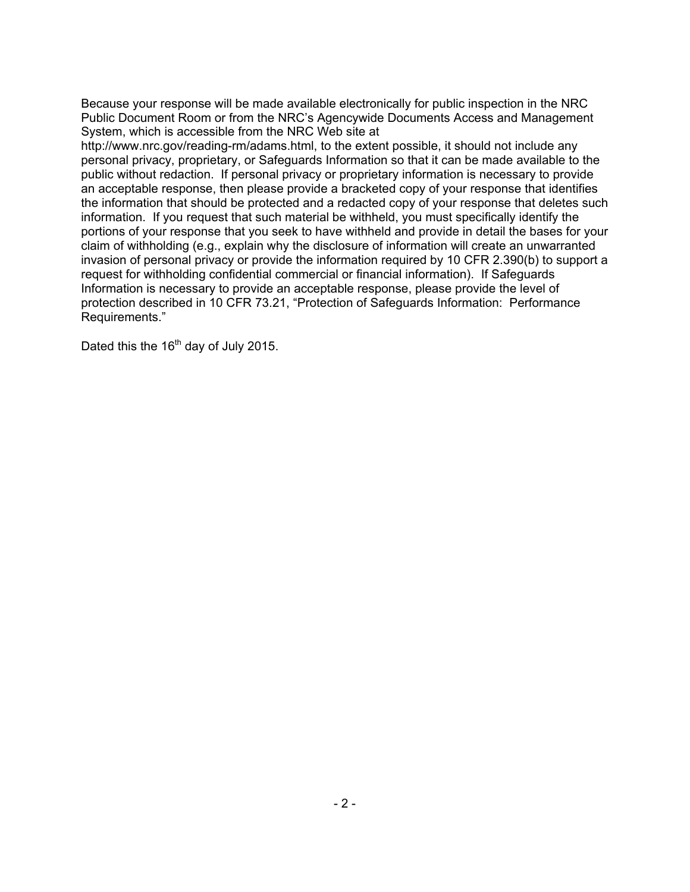Because your response will be made available electronically for public inspection in the NRC Public Document Room or from the NRC's Agencywide Documents Access and Management System, which is accessible from the NRC Web site at http://www.nrc.gov/reading-rm/adams.html, to the extent possible, it should not include any personal privacy, proprietary, or Safeguards Information so that it can be made available to the public without redaction. If personal privacy or proprietary information is necessary to provide an acceptable response, then please provide a bracketed copy of your response that identifies the information that should be protected and a redacted copy of your response that deletes such information. If you request that such material be withheld, you must specifically identify the portions of your response that you seek to have withheld and provide in detail the bases for your claim of withholding (e.g., explain why the disclosure of information will create an unwarranted invasion of personal privacy or provide the information required by 10 CFR 2.390(b) to support a request for withholding confidential commercial or financial information). If Safeguards Information is necessary to provide an acceptable response, please provide the level of protection described in 10 CFR 73.21, "Protection of Safeguards Information: Performance Requirements."

Dated this the 16th day of July 2015.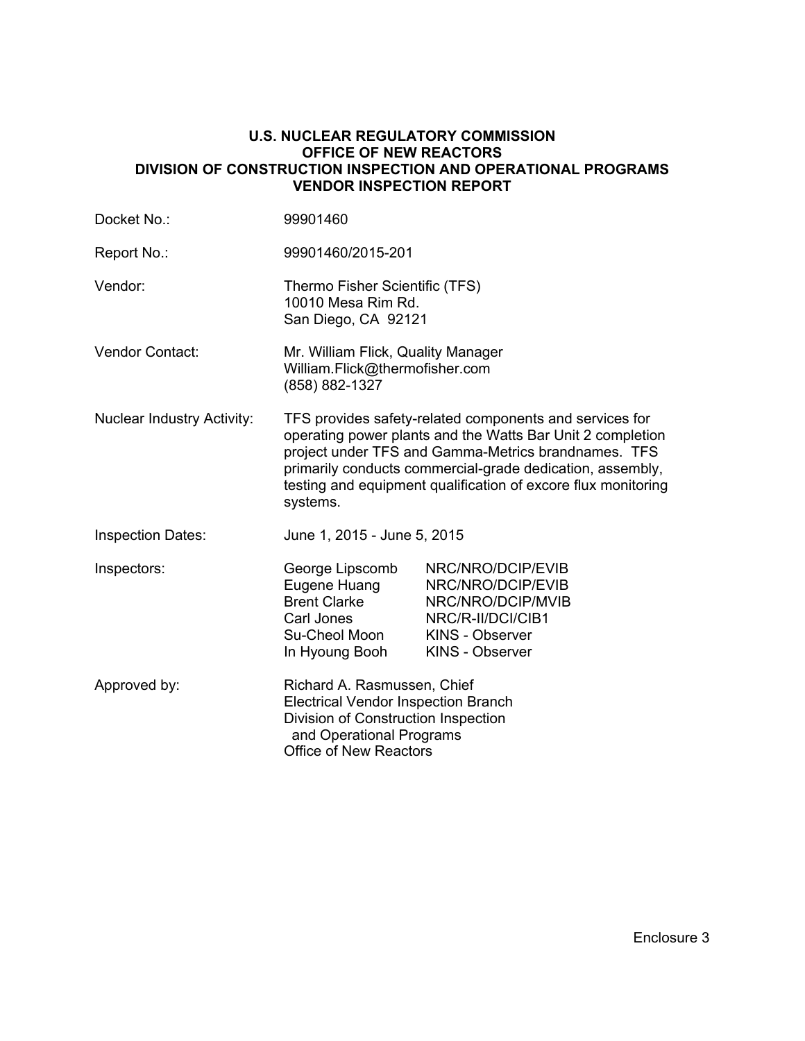**U.S. NUCLEAR REGULATORY COMMISSION**
**OFFICE OF NEW REACTORS**
**DIVISION OF CONSTRUCTION INSPECTION AND OPERATIONAL PROGRAMS**
**VENDOR INSPECTION REPORT**

| | |
|---|---|
| Docket No.: | 99901460 |
| Report No.: | 99901460/2015-201 |
| Vendor: | Thermo Fisher Scientific (TFS)<br>10010 Mesa Rim Rd.<br>San Diego, CA 92121 |
| Vendor Contact: | Mr. William Flick, Quality Manager<br>William.Flick@thermofisher.com<br>(858) 882-1327 |
| Nuclear Industry Activity: | TFS provides safety-related components and services for operating power plants and the Watts Bar Unit 2 completion project under TFS and Gamma-Metrics brandnames. TFS primarily conducts commercial-grade dedication, assembly, testing and equipment qualification of excore flux monitoring systems. |
| Inspection Dates: | June 1, 2015 - June 5, 2015 |

Inspectors:

| | |
|---|---|
| George Lipscomb | NRC/NRO/DCIP/EVIB |
| Eugene Huang | NRC/NRO/DCIP/EVIB |
| Brent Clarke | NRC/NRO/DCIP/MVIB |
| Carl Jones | NRC/R-II/DCI/CIB1 |
| Su-Cheol Moon | KINS - Observer |
| In Hyoung Booh | KINS - Observer |

Approved by: Richard A. Rasmussen, Chief
Electrical Vendor Inspection Branch
Division of Construction Inspection
and Operational Programs
Office of New Reactors

Enclosure 3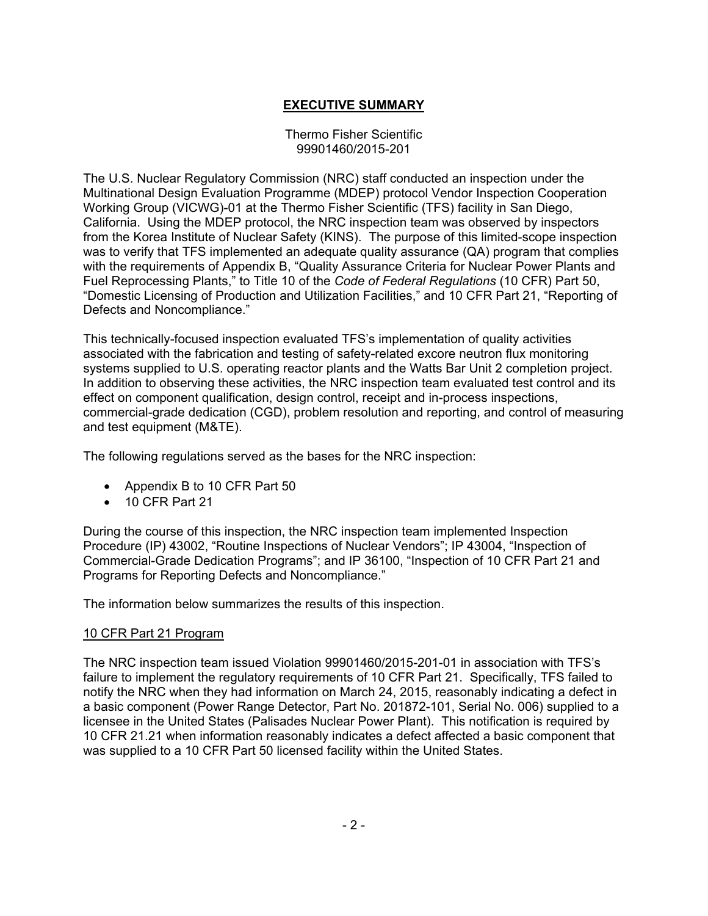# EXECUTIVE SUMMARY

Thermo Fisher Scientific
99901460/2015-201

The U.S. Nuclear Regulatory Commission (NRC) staff conducted an inspection under the Multinational Design Evaluation Programme (MDEP) protocol Vendor Inspection Cooperation Working Group (VICWG)-01 at the Thermo Fisher Scientific (TFS) facility in San Diego, California. Using the MDEP protocol, the NRC inspection team was observed by inspectors from the Korea Institute of Nuclear Safety (KINS). The purpose of this limited-scope inspection was to verify that TFS implemented an adequate quality assurance (QA) program that complies with the requirements of Appendix B, "Quality Assurance Criteria for Nuclear Power Plants and Fuel Reprocessing Plants," to Title 10 of the *Code of Federal Regulations* (10 CFR) Part 50, "Domestic Licensing of Production and Utilization Facilities," and 10 CFR Part 21, "Reporting of Defects and Noncompliance."

This technically-focused inspection evaluated TFS's implementation of quality activities associated with the fabrication and testing of safety-related excore neutron flux monitoring systems supplied to U.S. operating reactor plants and the Watts Bar Unit 2 completion project. In addition to observing these activities, the NRC inspection team evaluated test control and its effect on component qualification, design control, receipt and in-process inspections, commercial-grade dedication (CGD), problem resolution and reporting, and control of measuring and test equipment (M&TE).

The following regulations served as the bases for the NRC inspection:

- Appendix B to 10 CFR Part 50
- 10 CFR Part 21

During the course of this inspection, the NRC inspection team implemented Inspection Procedure (IP) 43002, "Routine Inspections of Nuclear Vendors"; IP 43004, "Inspection of Commercial-Grade Dedication Programs"; and IP 36100, "Inspection of 10 CFR Part 21 and Programs for Reporting Defects and Noncompliance."

The information below summarizes the results of this inspection.

## 10 CFR Part 21 Program

The NRC inspection team issued Violation 99901460/2015-201-01 in association with TFS's failure to implement the regulatory requirements of 10 CFR Part 21. Specifically, TFS failed to notify the NRC when they had information on March 24, 2015, reasonably indicating a defect in a basic component (Power Range Detector, Part No. 201872-101, Serial No. 006) supplied to a licensee in the United States (Palisades Nuclear Power Plant). This notification is required by 10 CFR 21.21 when information reasonably indicates a defect affected a basic component that was supplied to a 10 CFR Part 50 licensed facility within the United States.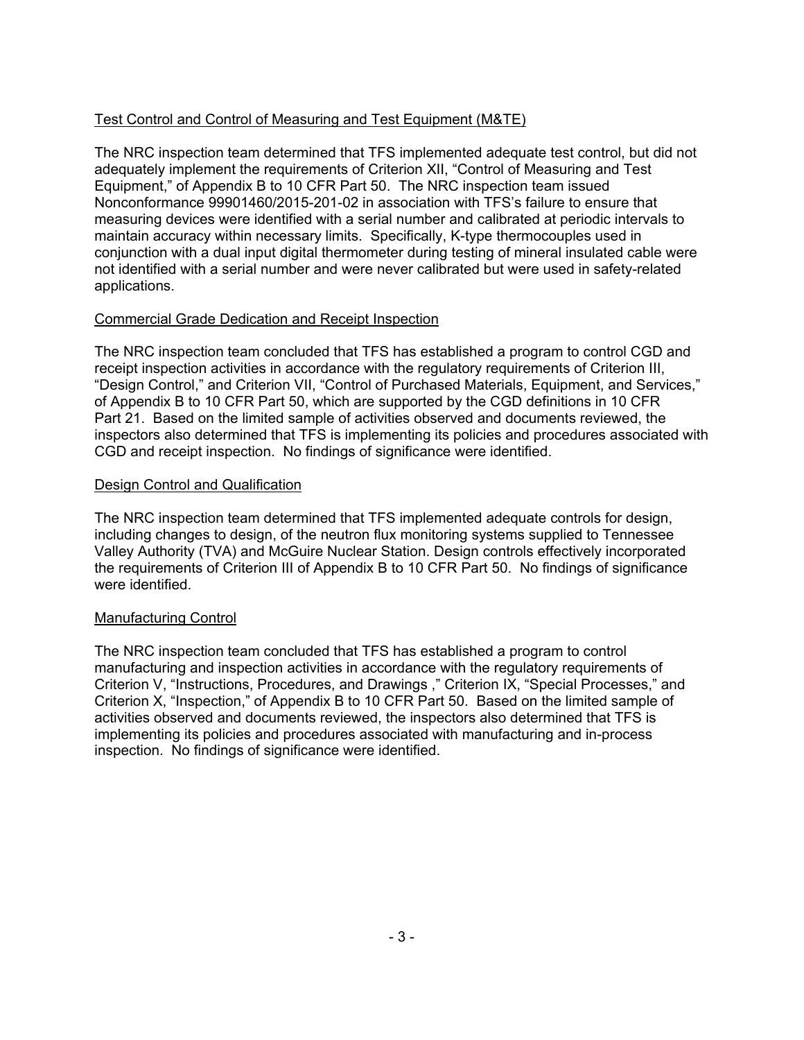## Test Control and Control of Measuring and Test Equipment (M&TE)

The NRC inspection team determined that TFS implemented adequate test control, but did not adequately implement the requirements of Criterion XII, "Control of Measuring and Test Equipment," of Appendix B to 10 CFR Part 50. The NRC inspection team issued Nonconformance 99901460/2015-201-02 in association with TFS's failure to ensure that measuring devices were identified with a serial number and calibrated at periodic intervals to maintain accuracy within necessary limits. Specifically, K-type thermocouples used in conjunction with a dual input digital thermometer during testing of mineral insulated cable were not identified with a serial number and were never calibrated but were used in safety-related applications.

## Commercial Grade Dedication and Receipt Inspection

The NRC inspection team concluded that TFS has established a program to control CGD and receipt inspection activities in accordance with the regulatory requirements of Criterion III, "Design Control," and Criterion VII, "Control of Purchased Materials, Equipment, and Services," of Appendix B to 10 CFR Part 50, which are supported by the CGD definitions in 10 CFR Part 21. Based on the limited sample of activities observed and documents reviewed, the inspectors also determined that TFS is implementing its policies and procedures associated with CGD and receipt inspection. No findings of significance were identified.

## Design Control and Qualification

The NRC inspection team determined that TFS implemented adequate controls for design, including changes to design, of the neutron flux monitoring systems supplied to Tennessee Valley Authority (TVA) and McGuire Nuclear Station. Design controls effectively incorporated the requirements of Criterion III of Appendix B to 10 CFR Part 50. No findings of significance were identified.

## Manufacturing Control

The NRC inspection team concluded that TFS has established a program to control manufacturing and inspection activities in accordance with the regulatory requirements of Criterion V, "Instructions, Procedures, and Drawings ," Criterion IX, "Special Processes," and Criterion X, "Inspection," of Appendix B to 10 CFR Part 50. Based on the limited sample of activities observed and documents reviewed, the inspectors also determined that TFS is implementing its policies and procedures associated with manufacturing and in-process inspection. No findings of significance were identified.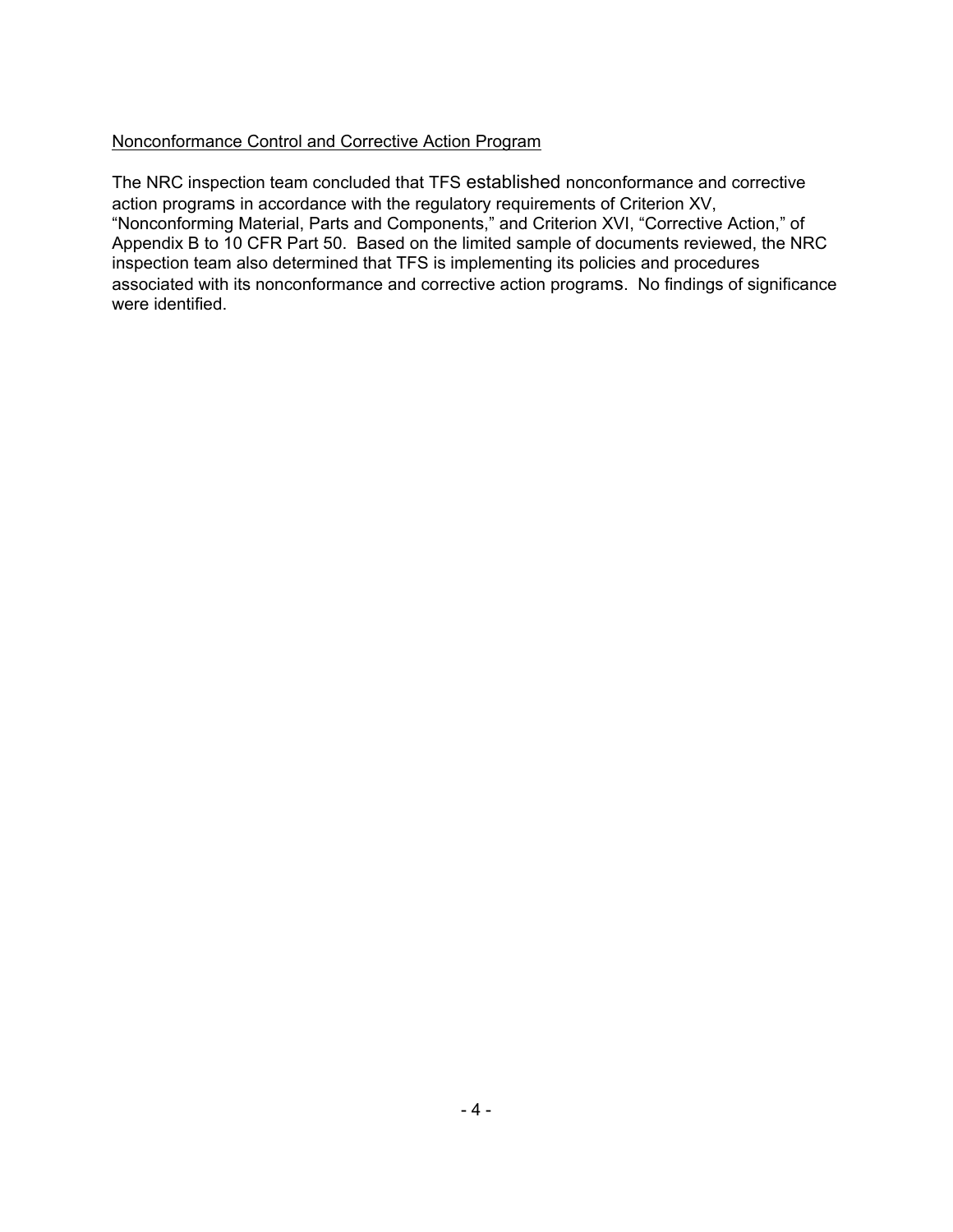Nonconformance Control and Corrective Action Program

The NRC inspection team concluded that TFS established nonconformance and corrective action programs in accordance with the regulatory requirements of Criterion XV, "Nonconforming Material, Parts and Components," and Criterion XVI, "Corrective Action," of Appendix B to 10 CFR Part 50. Based on the limited sample of documents reviewed, the NRC inspection team also determined that TFS is implementing its policies and procedures associated with its nonconformance and corrective action programs. No findings of significance were identified.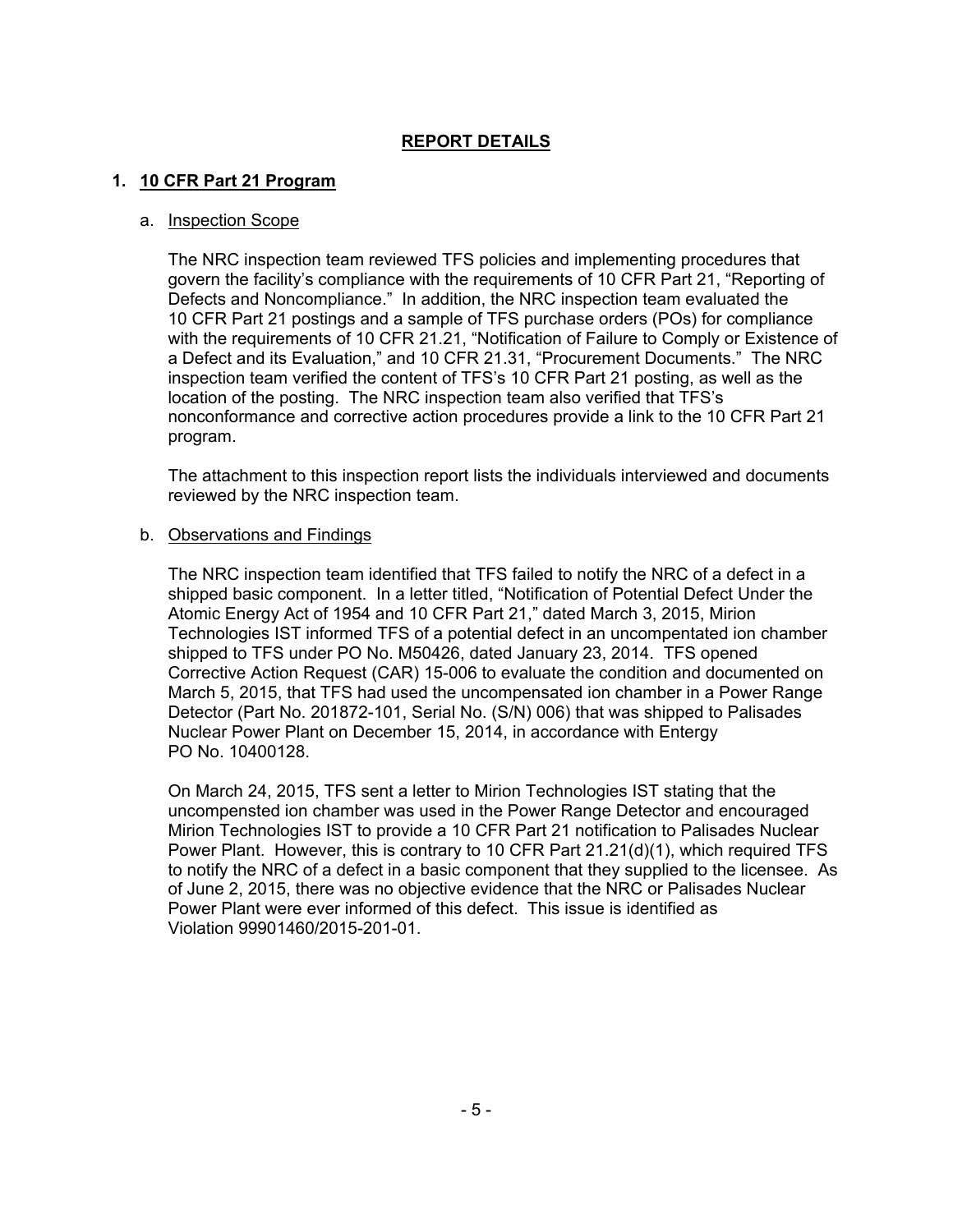## REPORT DETAILS

### 1. 10 CFR Part 21 Program

a. Inspection Scope

The NRC inspection team reviewed TFS policies and implementing procedures that govern the facility's compliance with the requirements of 10 CFR Part 21, "Reporting of Defects and Noncompliance." In addition, the NRC inspection team evaluated the 10 CFR Part 21 postings and a sample of TFS purchase orders (POs) for compliance with the requirements of 10 CFR 21.21, "Notification of Failure to Comply or Existence of a Defect and its Evaluation," and 10 CFR 21.31, "Procurement Documents." The NRC inspection team verified the content of TFS's 10 CFR Part 21 posting, as well as the location of the posting. The NRC inspection team also verified that TFS's nonconformance and corrective action procedures provide a link to the 10 CFR Part 21 program.

The attachment to this inspection report lists the individuals interviewed and documents reviewed by the NRC inspection team.

b. Observations and Findings

The NRC inspection team identified that TFS failed to notify the NRC of a defect in a shipped basic component. In a letter titled, "Notification of Potential Defect Under the Atomic Energy Act of 1954 and 10 CFR Part 21," dated March 3, 2015, Mirion Technologies IST informed TFS of a potential defect in an uncompentated ion chamber shipped to TFS under PO No. M50426, dated January 23, 2014. TFS opened Corrective Action Request (CAR) 15-006 to evaluate the condition and documented on March 5, 2015, that TFS had used the uncompensated ion chamber in a Power Range Detector (Part No. 201872-101, Serial No. (S/N) 006) that was shipped to Palisades Nuclear Power Plant on December 15, 2014, in accordance with Entergy PO No. 10400128.

On March 24, 2015, TFS sent a letter to Mirion Technologies IST stating that the uncompensted ion chamber was used in the Power Range Detector and encouraged Mirion Technologies IST to provide a 10 CFR Part 21 notification to Palisades Nuclear Power Plant. However, this is contrary to 10 CFR Part 21.21(d)(1), which required TFS to notify the NRC of a defect in a basic component that they supplied to the licensee. As of June 2, 2015, there was no objective evidence that the NRC or Palisades Nuclear Power Plant were ever informed of this defect. This issue is identified as Violation 99901460/2015-201-01.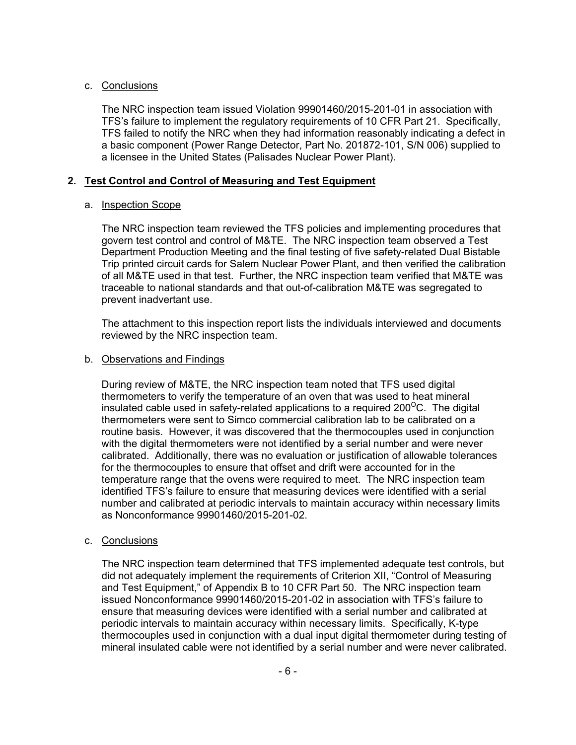c. Conclusions

The NRC inspection team issued Violation 99901460/2015-201-01 in association with TFS's failure to implement the regulatory requirements of 10 CFR Part 21. Specifically, TFS failed to notify the NRC when they had information reasonably indicating a defect in a basic component (Power Range Detector, Part No. 201872-101, S/N 006) supplied to a licensee in the United States (Palisades Nuclear Power Plant).

## 2. Test Control and Control of Measuring and Test Equipment

a. Inspection Scope

The NRC inspection team reviewed the TFS policies and implementing procedures that govern test control and control of M&TE. The NRC inspection team observed a Test Department Production Meeting and the final testing of five safety-related Dual Bistable Trip printed circuit cards for Salem Nuclear Power Plant, and then verified the calibration of all M&TE used in that test. Further, the NRC inspection team verified that M&TE was traceable to national standards and that out-of-calibration M&TE was segregated to prevent inadvertant use.

The attachment to this inspection report lists the individuals interviewed and documents reviewed by the NRC inspection team.

b. Observations and Findings

During review of M&TE, the NRC inspection team noted that TFS used digital thermometers to verify the temperature of an oven that was used to heat mineral insulated cable used in safety-related applications to a required 200$^{O}$C. The digital thermometers were sent to Simco commercial calibration lab to be calibrated on a routine basis. However, it was discovered that the thermocouples used in conjunction with the digital thermometers were not identified by a serial number and were never calibrated. Additionally, there was no evaluation or justification of allowable tolerances for the thermocouples to ensure that offset and drift were accounted for in the temperature range that the ovens were required to meet. The NRC inspection team identified TFS's failure to ensure that measuring devices were identified with a serial number and calibrated at periodic intervals to maintain accuracy within necessary limits as Nonconformance 99901460/2015-201-02.

c. Conclusions

The NRC inspection team determined that TFS implemented adequate test controls, but did not adequately implement the requirements of Criterion XII, "Control of Measuring and Test Equipment," of Appendix B to 10 CFR Part 50. The NRC inspection team issued Nonconformance 99901460/2015-201-02 in association with TFS's failure to ensure that measuring devices were identified with a serial number and calibrated at periodic intervals to maintain accuracy within necessary limits. Specifically, K-type thermocouples used in conjunction with a dual input digital thermometer during testing of mineral insulated cable were not identified by a serial number and were never calibrated.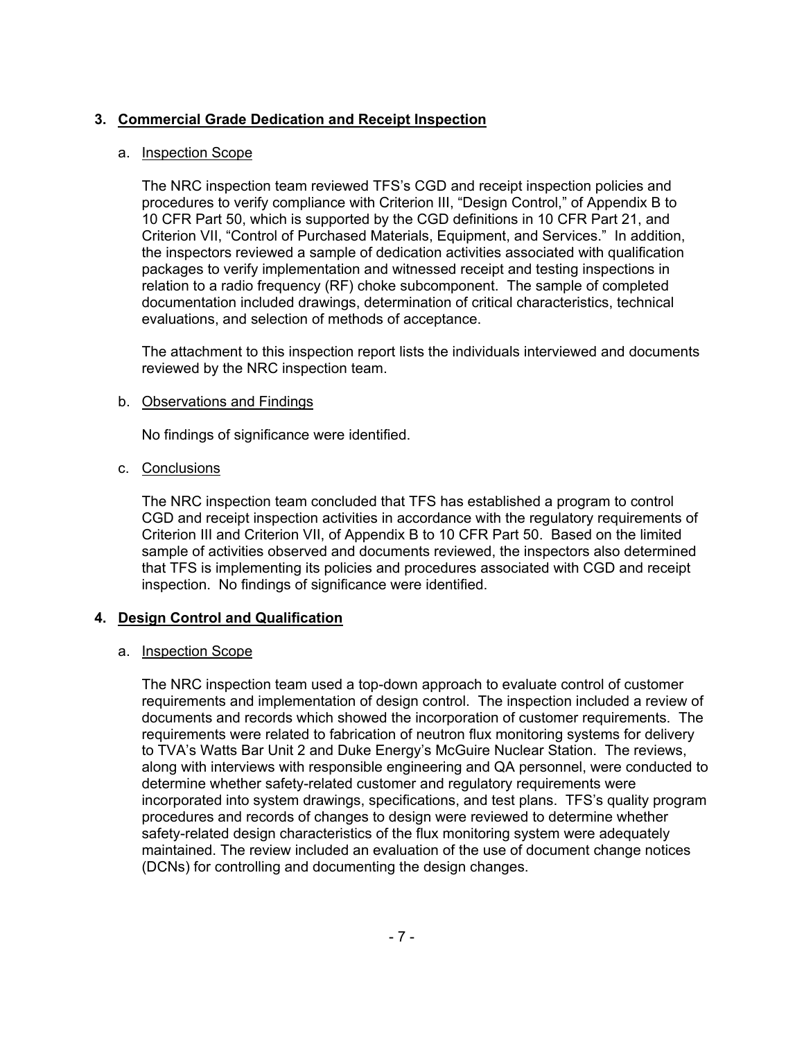## 3. Commercial Grade Dedication and Receipt Inspection

a. Inspection Scope

The NRC inspection team reviewed TFS's CGD and receipt inspection policies and procedures to verify compliance with Criterion III, "Design Control," of Appendix B to 10 CFR Part 50, which is supported by the CGD definitions in 10 CFR Part 21, and Criterion VII, "Control of Purchased Materials, Equipment, and Services." In addition, the inspectors reviewed a sample of dedication activities associated with qualification packages to verify implementation and witnessed receipt and testing inspections in relation to a radio frequency (RF) choke subcomponent. The sample of completed documentation included drawings, determination of critical characteristics, technical evaluations, and selection of methods of acceptance.

The attachment to this inspection report lists the individuals interviewed and documents reviewed by the NRC inspection team.

b. Observations and Findings

No findings of significance were identified.

c. Conclusions

The NRC inspection team concluded that TFS has established a program to control CGD and receipt inspection activities in accordance with the regulatory requirements of Criterion III and Criterion VII, of Appendix B to 10 CFR Part 50. Based on the limited sample of activities observed and documents reviewed, the inspectors also determined that TFS is implementing its policies and procedures associated with CGD and receipt inspection. No findings of significance were identified.

## 4. Design Control and Qualification

a. Inspection Scope

The NRC inspection team used a top-down approach to evaluate control of customer requirements and implementation of design control. The inspection included a review of documents and records which showed the incorporation of customer requirements. The requirements were related to fabrication of neutron flux monitoring systems for delivery to TVA's Watts Bar Unit 2 and Duke Energy's McGuire Nuclear Station. The reviews, along with interviews with responsible engineering and QA personnel, were conducted to determine whether safety-related customer and regulatory requirements were incorporated into system drawings, specifications, and test plans. TFS's quality program procedures and records of changes to design were reviewed to determine whether safety-related design characteristics of the flux monitoring system were adequately maintained. The review included an evaluation of the use of document change notices (DCNs) for controlling and documenting the design changes.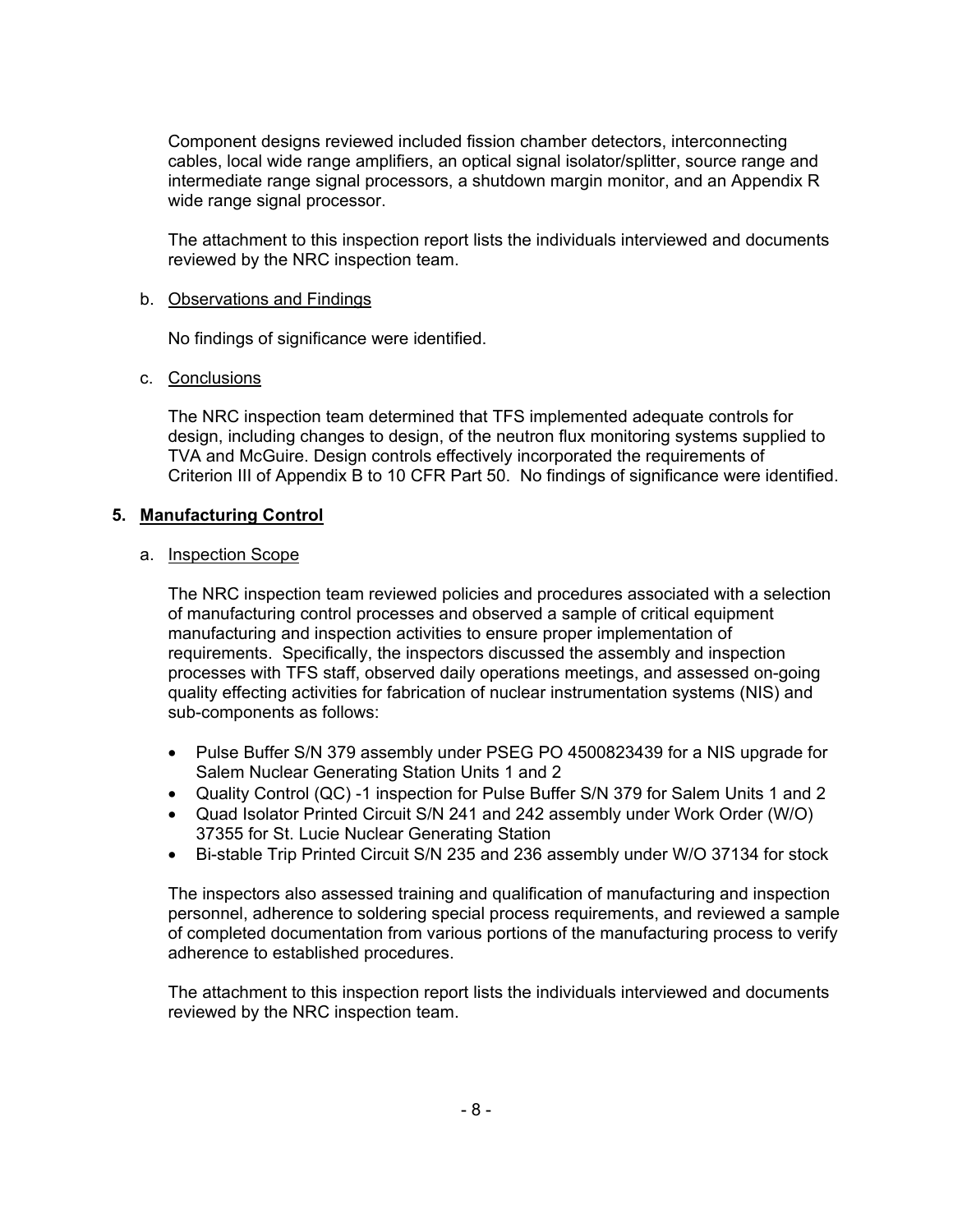Component designs reviewed included fission chamber detectors, interconnecting cables, local wide range amplifiers, an optical signal isolator/splitter, source range and intermediate range signal processors, a shutdown margin monitor, and an Appendix R wide range signal processor.

The attachment to this inspection report lists the individuals interviewed and documents reviewed by the NRC inspection team.

b. Observations and Findings

No findings of significance were identified.

c. Conclusions

The NRC inspection team determined that TFS implemented adequate controls for design, including changes to design, of the neutron flux monitoring systems supplied to TVA and McGuire. Design controls effectively incorporated the requirements of Criterion III of Appendix B to 10 CFR Part 50. No findings of significance were identified.

## 5. Manufacturing Control

a. Inspection Scope

The NRC inspection team reviewed policies and procedures associated with a selection of manufacturing control processes and observed a sample of critical equipment manufacturing and inspection activities to ensure proper implementation of requirements. Specifically, the inspectors discussed the assembly and inspection processes with TFS staff, observed daily operations meetings, and assessed on-going quality effecting activities for fabrication of nuclear instrumentation systems (NIS) and sub-components as follows:

- Pulse Buffer S/N 379 assembly under PSEG PO 4500823439 for a NIS upgrade for Salem Nuclear Generating Station Units 1 and 2
- Quality Control (QC) -1 inspection for Pulse Buffer S/N 379 for Salem Units 1 and 2
- Quad Isolator Printed Circuit S/N 241 and 242 assembly under Work Order (W/O) 37355 for St. Lucie Nuclear Generating Station
- Bi-stable Trip Printed Circuit S/N 235 and 236 assembly under W/O 37134 for stock

The inspectors also assessed training and qualification of manufacturing and inspection personnel, adherence to soldering special process requirements, and reviewed a sample of completed documentation from various portions of the manufacturing process to verify adherence to established procedures.

The attachment to this inspection report lists the individuals interviewed and documents reviewed by the NRC inspection team.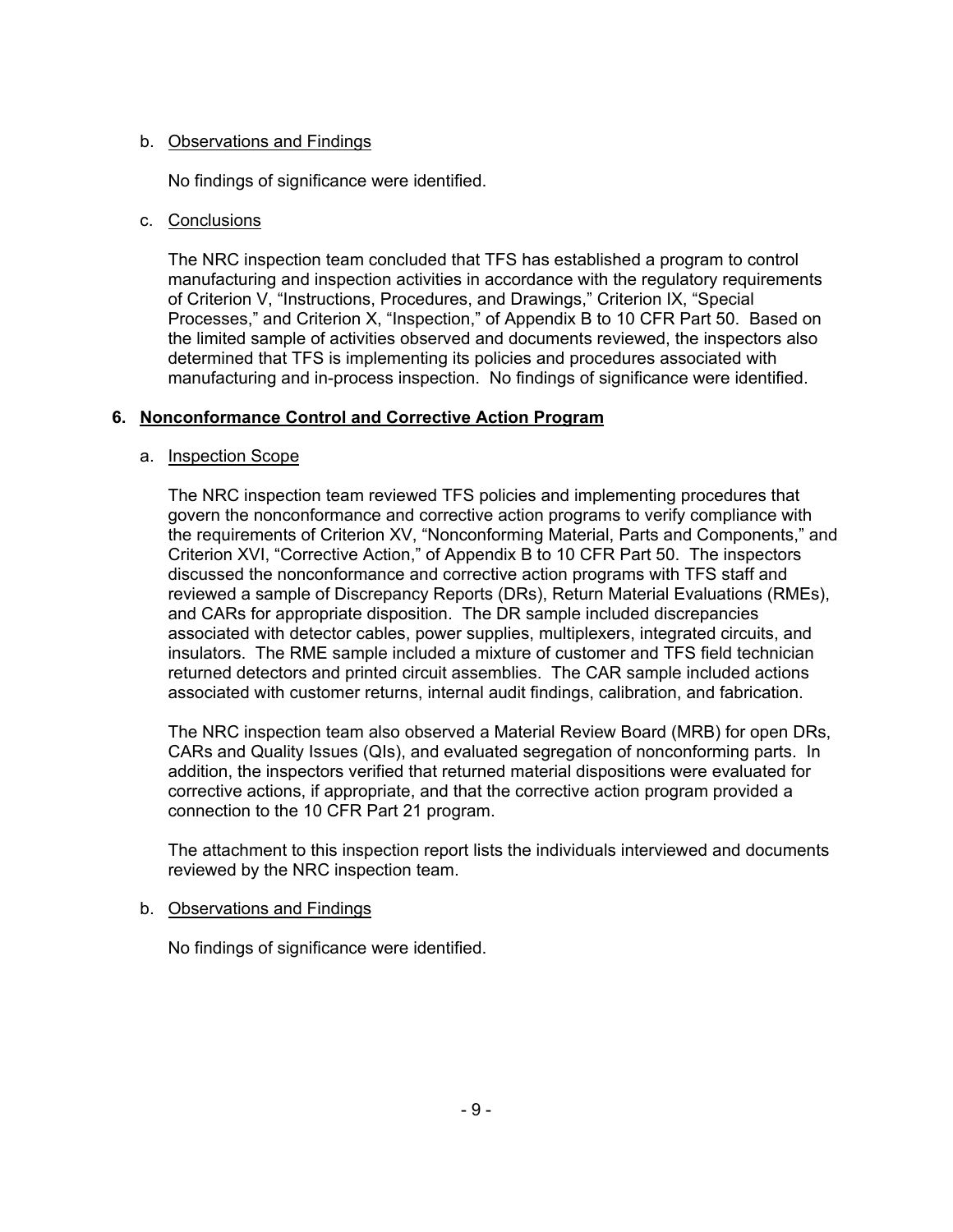b. Observations and Findings

No findings of significance were identified.

c. Conclusions

The NRC inspection team concluded that TFS has established a program to control manufacturing and inspection activities in accordance with the regulatory requirements of Criterion V, "Instructions, Procedures, and Drawings," Criterion IX, "Special Processes," and Criterion X, "Inspection," of Appendix B to 10 CFR Part 50. Based on the limited sample of activities observed and documents reviewed, the inspectors also determined that TFS is implementing its policies and procedures associated with manufacturing and in-process inspection. No findings of significance were identified.

## 6. Nonconformance Control and Corrective Action Program

a. Inspection Scope

The NRC inspection team reviewed TFS policies and implementing procedures that govern the nonconformance and corrective action programs to verify compliance with the requirements of Criterion XV, "Nonconforming Material, Parts and Components," and Criterion XVI, "Corrective Action," of Appendix B to 10 CFR Part 50. The inspectors discussed the nonconformance and corrective action programs with TFS staff and reviewed a sample of Discrepancy Reports (DRs), Return Material Evaluations (RMEs), and CARs for appropriate disposition. The DR sample included discrepancies associated with detector cables, power supplies, multiplexers, integrated circuits, and insulators. The RME sample included a mixture of customer and TFS field technician returned detectors and printed circuit assemblies. The CAR sample included actions associated with customer returns, internal audit findings, calibration, and fabrication.

The NRC inspection team also observed a Material Review Board (MRB) for open DRs, CARs and Quality Issues (QIs), and evaluated segregation of nonconforming parts. In addition, the inspectors verified that returned material dispositions were evaluated for corrective actions, if appropriate, and that the corrective action program provided a connection to the 10 CFR Part 21 program.

The attachment to this inspection report lists the individuals interviewed and documents reviewed by the NRC inspection team.

b. Observations and Findings

No findings of significance were identified.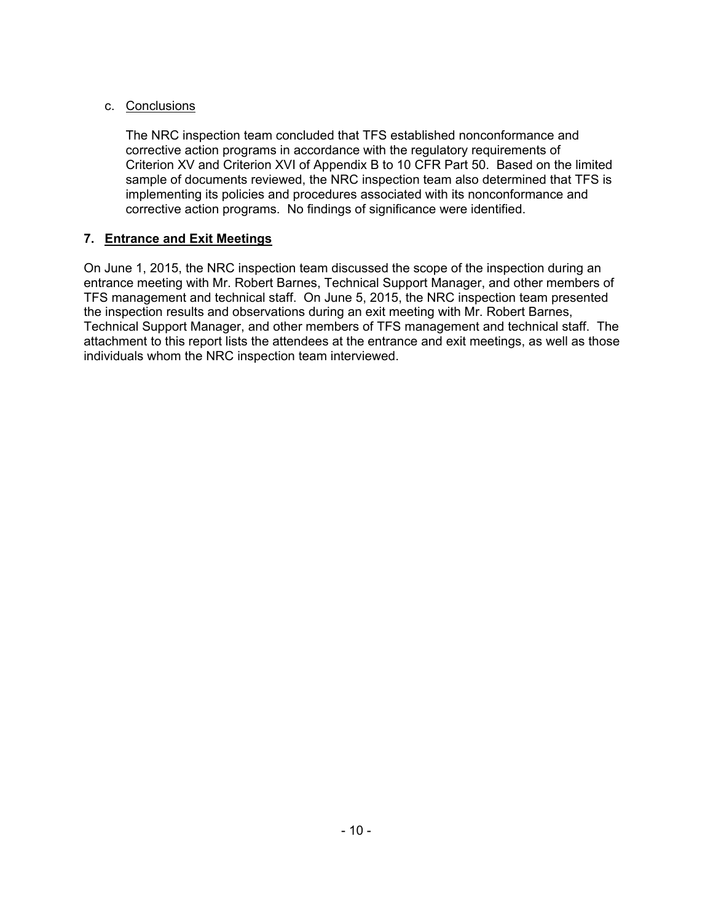c. Conclusions

The NRC inspection team concluded that TFS established nonconformance and corrective action programs in accordance with the regulatory requirements of Criterion XV and Criterion XVI of Appendix B to 10 CFR Part 50. Based on the limited sample of documents reviewed, the NRC inspection team also determined that TFS is implementing its policies and procedures associated with its nonconformance and corrective action programs. No findings of significance were identified.

## 7. Entrance and Exit Meetings

On June 1, 2015, the NRC inspection team discussed the scope of the inspection during an entrance meeting with Mr. Robert Barnes, Technical Support Manager, and other members of TFS management and technical staff. On June 5, 2015, the NRC inspection team presented the inspection results and observations during an exit meeting with Mr. Robert Barnes, Technical Support Manager, and other members of TFS management and technical staff. The attachment to this report lists the attendees at the entrance and exit meetings, as well as those individuals whom the NRC inspection team interviewed.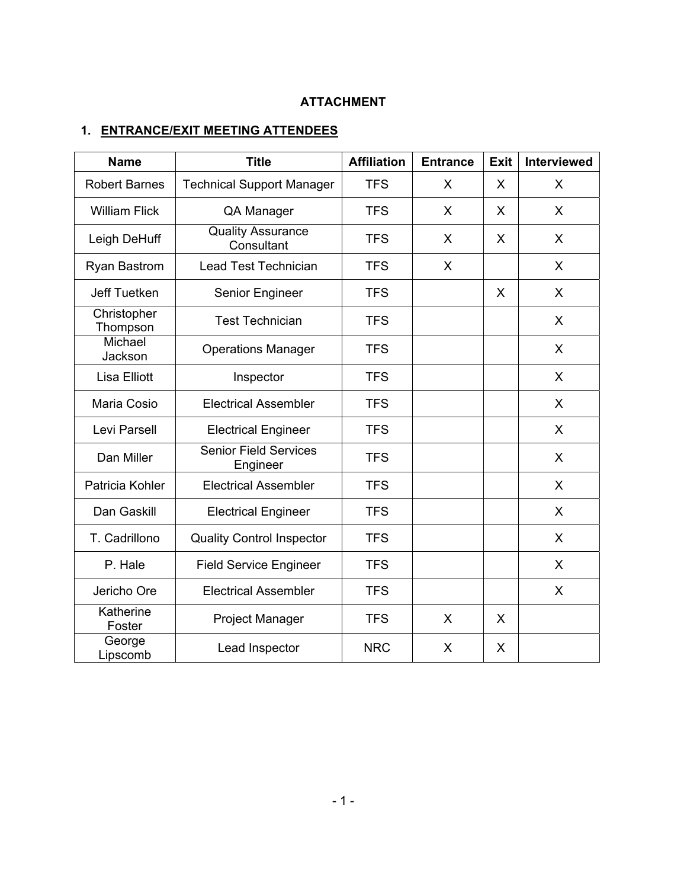## ATTACHMENT

### 1. ENTRANCE/EXIT MEETING ATTENDEES

| Name | Title | Affiliation | Entrance | Exit | Interviewed |
|---|---|---|---|---|---|
| Robert Barnes | Technical Support Manager | TFS | X | X | X |
| William Flick | QA Manager | TFS | X | X | X |
| Leigh DeHuff | Quality Assurance Consultant | TFS | X | X | X |
| Ryan Bastrom | Lead Test Technician | TFS | X | | X |
| Jeff Tuetken | Senior Engineer | TFS | | X | X |
| Christopher Thompson | Test Technician | TFS | | | X |
| Michael Jackson | Operations Manager | TFS | | | X |
| Lisa Elliott | Inspector | TFS | | | X |
| Maria Cosio | Electrical Assembler | TFS | | | X |
| Levi Parsell | Electrical Engineer | TFS | | | X |
| Dan Miller | Senior Field Services Engineer | TFS | | | X |
| Patricia Kohler | Electrical Assembler | TFS | | | X |
| Dan Gaskill | Electrical Engineer | TFS | | | X |
| T. Cadrillono | Quality Control Inspector | TFS | | | X |
| P. Hale | Field Service Engineer | TFS | | | X |
| Jericho Ore | Electrical Assembler | TFS | | | X |
| Katherine Foster | Project Manager | TFS | X | X | |
| George Lipscomb | Lead Inspector | NRC | X | X | |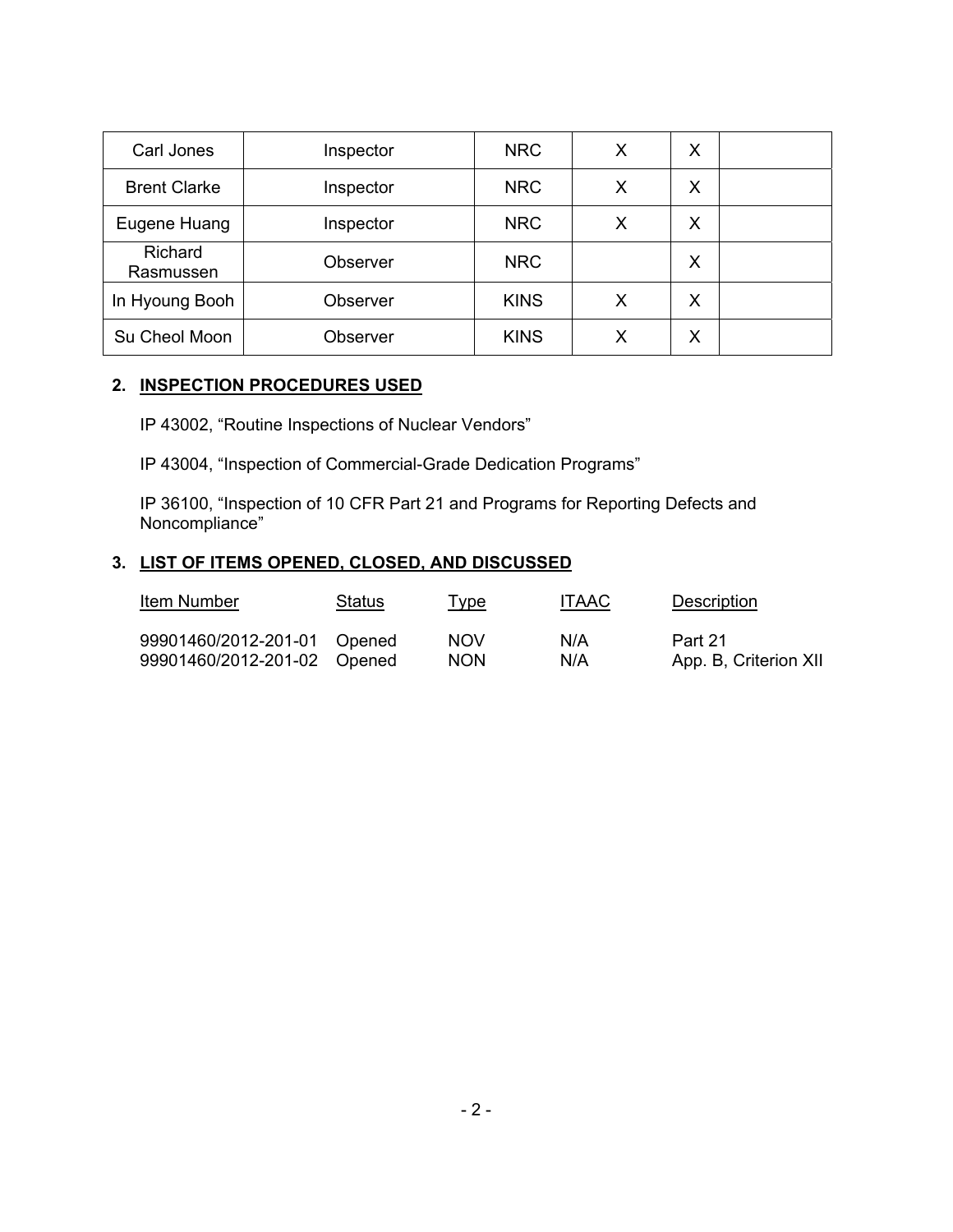| Carl Jones | Inspector | NRC | X | X | |
|---|---|---|---|---|---|
| Brent Clarke | Inspector | NRC | X | X | |
| Eugene Huang | Inspector | NRC | X | X | |
| Richard Rasmussen | Observer | NRC | | X | |
| In Hyoung Booh | Observer | KINS | X | X | |
| Su Cheol Moon | Observer | KINS | X | X | |

## 2. INSPECTION PROCEDURES USED

IP 43002, "Routine Inspections of Nuclear Vendors"

IP 43004, "Inspection of Commercial-Grade Dedication Programs"

IP 36100, "Inspection of 10 CFR Part 21 and Programs for Reporting Defects and Noncompliance"

## 3. LIST OF ITEMS OPENED, CLOSED, AND DISCUSSED

| Item Number | Status | Type | ITAAC | Description |
|---|---|---|---|---|
| 99901460/2012-201-01 | Opened | NOV | N/A | Part 21 |
| 99901460/2012-201-02 | Opened | NON | N/A | App. B, Criterion XII |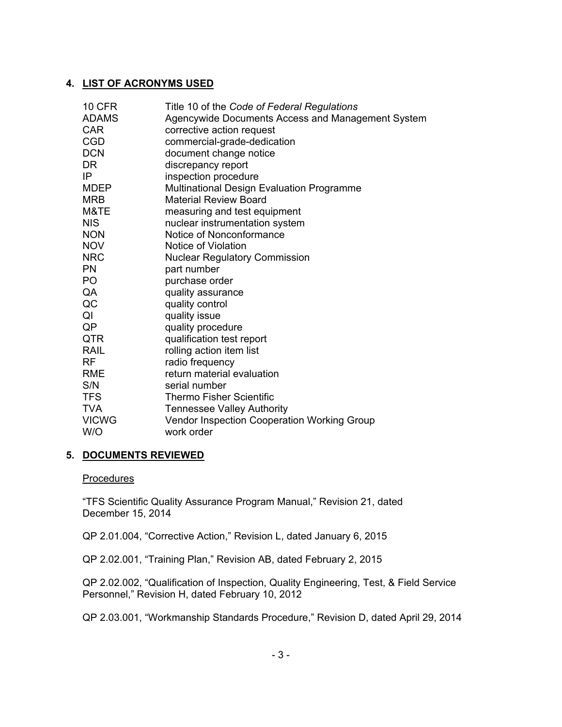## 4. LIST OF ACRONYMS USED

| | |
|---|---|
| 10 CFR | Title 10 of the *Code of Federal Regulations* |
| ADAMS | Agencywide Documents Access and Management System |
| CAR | corrective action request |
| CGD | commercial-grade-dedication |
| DCN | document change notice |
| DR | discrepancy report |
| IP | inspection procedure |
| MDEP | Multinational Design Evaluation Programme |
| MRB | Material Review Board |
| M&TE | measuring and test equipment |
| NIS | nuclear instrumentation system |
| NON | Notice of Nonconformance |
| NOV | Notice of Violation |
| NRC | Nuclear Regulatory Commission |
| PN | part number |
| PO | purchase order |
| QA | quality assurance |
| QC | quality control |
| QI | quality issue |
| QP | quality procedure |
| QTR | qualification test report |
| RAIL | rolling action item list |
| RF | radio frequency |
| RME | return material evaluation |
| S/N | serial number |
| TFS | Thermo Fisher Scientific |
| TVA | Tennessee Valley Authority |
| VICWG | Vendor Inspection Cooperation Working Group |
| W/O | work order |

## 5. DOCUMENTS REVIEWED

Procedures

"TFS Scientific Quality Assurance Program Manual," Revision 21, dated December 15, 2014

QP 2.01.004, "Corrective Action," Revision L, dated January 6, 2015

QP 2.02.001, "Training Plan," Revision AB, dated February 2, 2015

QP 2.02.002, "Qualification of Inspection, Quality Engineering, Test, & Field Service Personnel," Revision H, dated February 10, 2012

QP 2.03.001, "Workmanship Standards Procedure," Revision D, dated April 29, 2014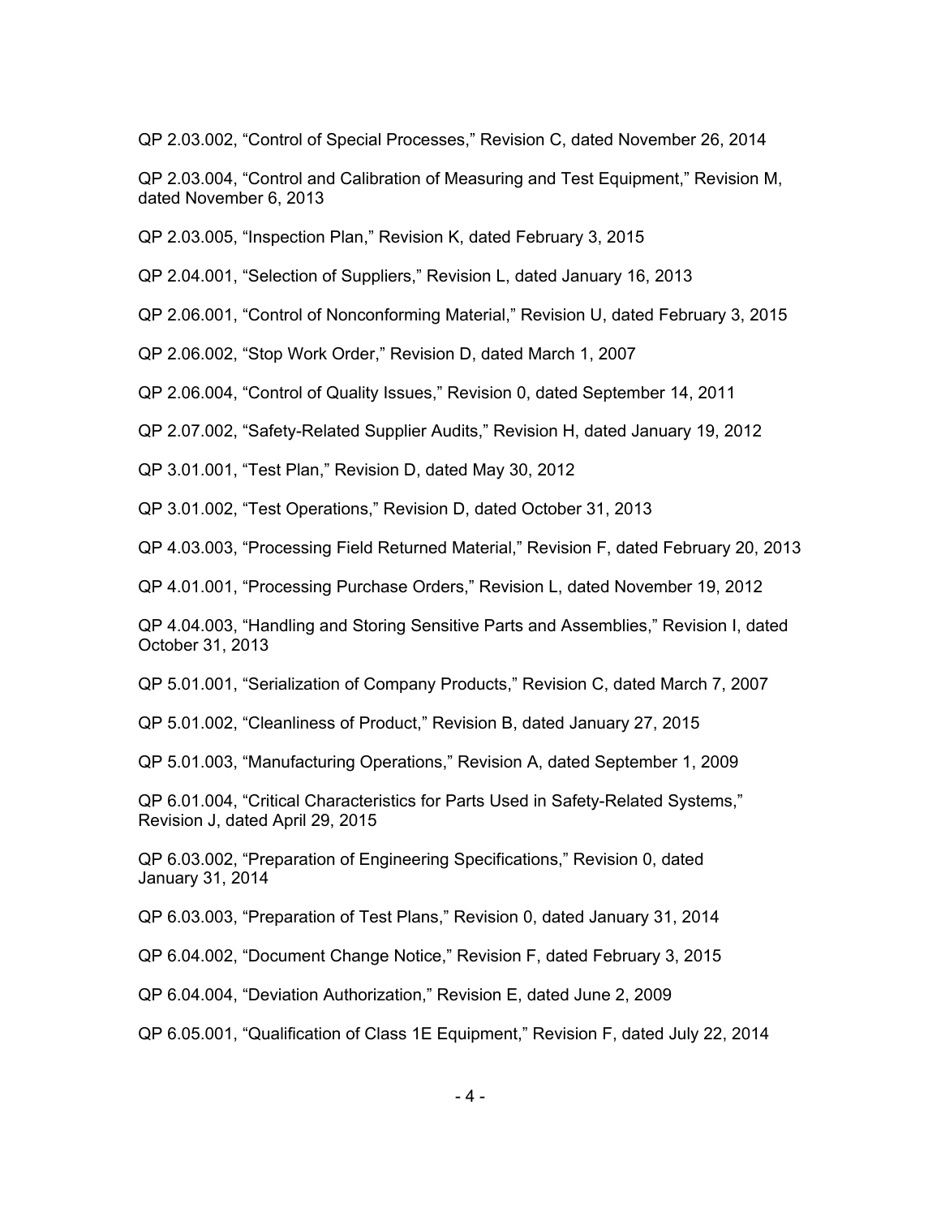QP 2.03.002, “Control of Special Processes,” Revision C, dated November 26, 2014

QP 2.03.004, “Control and Calibration of Measuring and Test Equipment,” Revision M, dated November 6, 2013

QP 2.03.005, “Inspection Plan,” Revision K, dated February 3, 2015

QP 2.04.001, “Selection of Suppliers,” Revision L, dated January 16, 2013

QP 2.06.001, “Control of Nonconforming Material,” Revision U, dated February 3, 2015

QP 2.06.002, “Stop Work Order,” Revision D, dated March 1, 2007

QP 2.06.004, “Control of Quality Issues,” Revision 0, dated September 14, 2011

QP 2.07.002, “Safety-Related Supplier Audits,” Revision H, dated January 19, 2012

QP 3.01.001, “Test Plan,” Revision D, dated May 30, 2012

QP 3.01.002, “Test Operations,” Revision D, dated October 31, 2013

QP 4.03.003, “Processing Field Returned Material,” Revision F, dated February 20, 2013

QP 4.01.001, “Processing Purchase Orders,” Revision L, dated November 19, 2012

QP 4.04.003, “Handling and Storing Sensitive Parts and Assemblies,” Revision I, dated October 31, 2013

QP 5.01.001, “Serialization of Company Products,” Revision C, dated March 7, 2007

QP 5.01.002, “Cleanliness of Product,” Revision B, dated January 27, 2015

QP 5.01.003, “Manufacturing Operations,” Revision A, dated September 1, 2009

QP 6.01.004, “Critical Characteristics for Parts Used in Safety-Related Systems,” Revision J, dated April 29, 2015

QP 6.03.002, “Preparation of Engineering Specifications,” Revision 0, dated January 31, 2014

QP 6.03.003, “Preparation of Test Plans,” Revision 0, dated January 31, 2014

QP 6.04.002, “Document Change Notice,” Revision F, dated February 3, 2015

QP 6.04.004, “Deviation Authorization,” Revision E, dated June 2, 2009

QP 6.05.001, “Qualification of Class 1E Equipment,” Revision F, dated July 22, 2014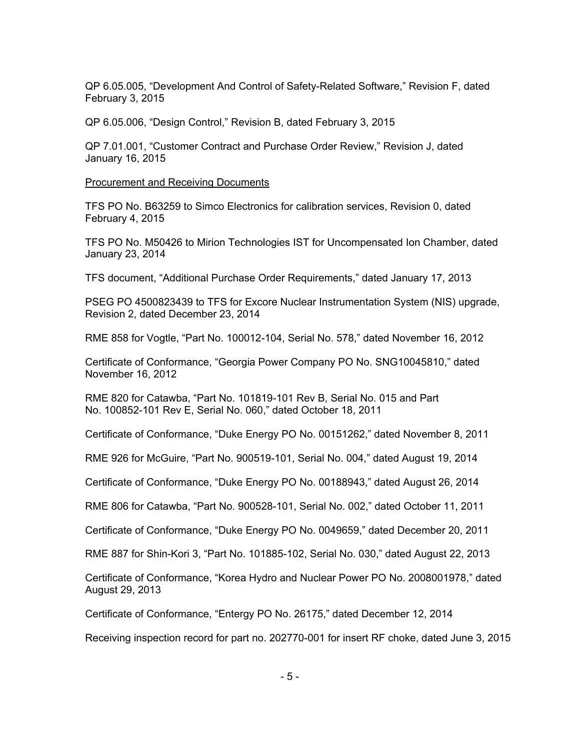QP 6.05.005, “Development And Control of Safety-Related Software,” Revision F, dated February 3, 2015

QP 6.05.006, “Design Control,” Revision B, dated February 3, 2015

QP 7.01.001, “Customer Contract and Purchase Order Review,” Revision J, dated January 16, 2015

Procurement and Receiving Documents

TFS PO No. B63259 to Simco Electronics for calibration services, Revision 0, dated February 4, 2015

TFS PO No. M50426 to Mirion Technologies IST for Uncompensated Ion Chamber, dated January 23, 2014

TFS document, “Additional Purchase Order Requirements,” dated January 17, 2013

PSEG PO 4500823439 to TFS for Excore Nuclear Instrumentation System (NIS) upgrade, Revision 2, dated December 23, 2014

RME 858 for Vogtle, “Part No. 100012-104, Serial No. 578,” dated November 16, 2012

Certificate of Conformance, “Georgia Power Company PO No. SNG10045810,” dated November 16, 2012

RME 820 for Catawba, “Part No. 101819-101 Rev B, Serial No. 015 and Part No. 100852-101 Rev E, Serial No. 060,” dated October 18, 2011

Certificate of Conformance, “Duke Energy PO No. 00151262,” dated November 8, 2011

RME 926 for McGuire, “Part No. 900519-101, Serial No. 004,” dated August 19, 2014

Certificate of Conformance, “Duke Energy PO No. 00188943,” dated August 26, 2014

RME 806 for Catawba, “Part No. 900528-101, Serial No. 002,” dated October 11, 2011

Certificate of Conformance, “Duke Energy PO No. 0049659,” dated December 20, 2011

RME 887 for Shin-Kori 3, “Part No. 101885-102, Serial No. 030,” dated August 22, 2013

Certificate of Conformance, “Korea Hydro and Nuclear Power PO No. 2008001978,” dated August 29, 2013

Certificate of Conformance, “Entergy PO No. 26175,” dated December 12, 2014

Receiving inspection record for part no. 202770-001 for insert RF choke, dated June 3, 2015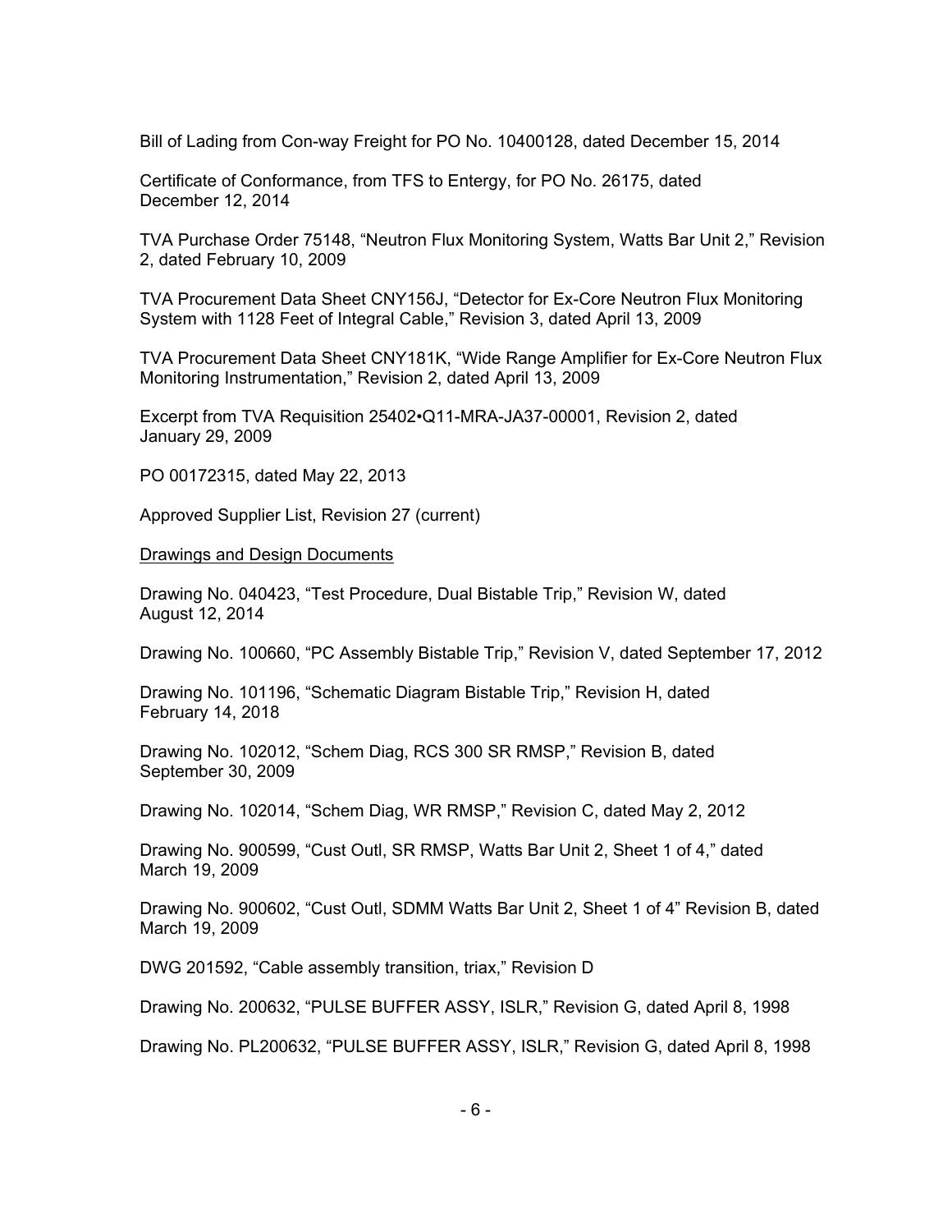Bill of Lading from Con-way Freight for PO No. 10400128, dated December 15, 2014

Certificate of Conformance, from TFS to Entergy, for PO No. 26175, dated December 12, 2014

TVA Purchase Order 75148, "Neutron Flux Monitoring System, Watts Bar Unit 2," Revision 2, dated February 10, 2009

TVA Procurement Data Sheet CNY156J, "Detector for Ex-Core Neutron Flux Monitoring System with 1128 Feet of Integral Cable," Revision 3, dated April 13, 2009

TVA Procurement Data Sheet CNY181K, "Wide Range Amplifier for Ex-Core Neutron Flux Monitoring Instrumentation," Revision 2, dated April 13, 2009

Excerpt from TVA Requisition 25402•Q11-MRA-JA37-00001, Revision 2, dated January 29, 2009

PO 00172315, dated May 22, 2013

Approved Supplier List, Revision 27 (current)

Drawings and Design Documents

Drawing No. 040423, "Test Procedure, Dual Bistable Trip," Revision W, dated August 12, 2014

Drawing No. 100660, "PC Assembly Bistable Trip," Revision V, dated September 17, 2012

Drawing No. 101196, "Schematic Diagram Bistable Trip," Revision H, dated February 14, 2018

Drawing No. 102012, "Schem Diag, RCS 300 SR RMSP," Revision B, dated September 30, 2009

Drawing No. 102014, "Schem Diag, WR RMSP," Revision C, dated May 2, 2012

Drawing No. 900599, "Cust Outl, SR RMSP, Watts Bar Unit 2, Sheet 1 of 4," dated March 19, 2009

Drawing No. 900602, "Cust Outl, SDMM Watts Bar Unit 2, Sheet 1 of 4" Revision B, dated March 19, 2009

DWG 201592, "Cable assembly transition, triax," Revision D

Drawing No. 200632, "PULSE BUFFER ASSY, ISLR," Revision G, dated April 8, 1998

Drawing No. PL200632, "PULSE BUFFER ASSY, ISLR," Revision G, dated April 8, 1998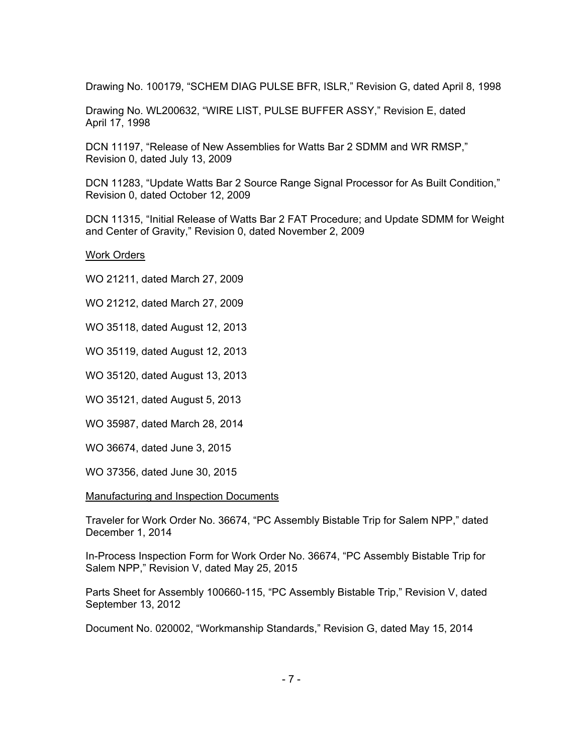Drawing No. 100179, "SCHEM DIAG PULSE BFR, ISLR," Revision G, dated April 8, 1998

Drawing No. WL200632, "WIRE LIST, PULSE BUFFER ASSY," Revision E, dated April 17, 1998

DCN 11197, "Release of New Assemblies for Watts Bar 2 SDMM and WR RMSP," Revision 0, dated July 13, 2009

DCN 11283, "Update Watts Bar 2 Source Range Signal Processor for As Built Condition," Revision 0, dated October 12, 2009

DCN 11315, "Initial Release of Watts Bar 2 FAT Procedure; and Update SDMM for Weight and Center of Gravity," Revision 0, dated November 2, 2009

<u>Work Orders</u>

WO 21211, dated March 27, 2009

WO 21212, dated March 27, 2009

WO 35118, dated August 12, 2013

WO 35119, dated August 12, 2013

WO 35120, dated August 13, 2013

WO 35121, dated August 5, 2013

WO 35987, dated March 28, 2014

WO 36674, dated June 3, 2015

WO 37356, dated June 30, 2015

<u>Manufacturing and Inspection Documents</u>

Traveler for Work Order No. 36674, "PC Assembly Bistable Trip for Salem NPP," dated December 1, 2014

In-Process Inspection Form for Work Order No. 36674, "PC Assembly Bistable Trip for Salem NPP," Revision V, dated May 25, 2015

Parts Sheet for Assembly 100660-115, "PC Assembly Bistable Trip," Revision V, dated September 13, 2012

Document No. 020002, "Workmanship Standards," Revision G, dated May 15, 2014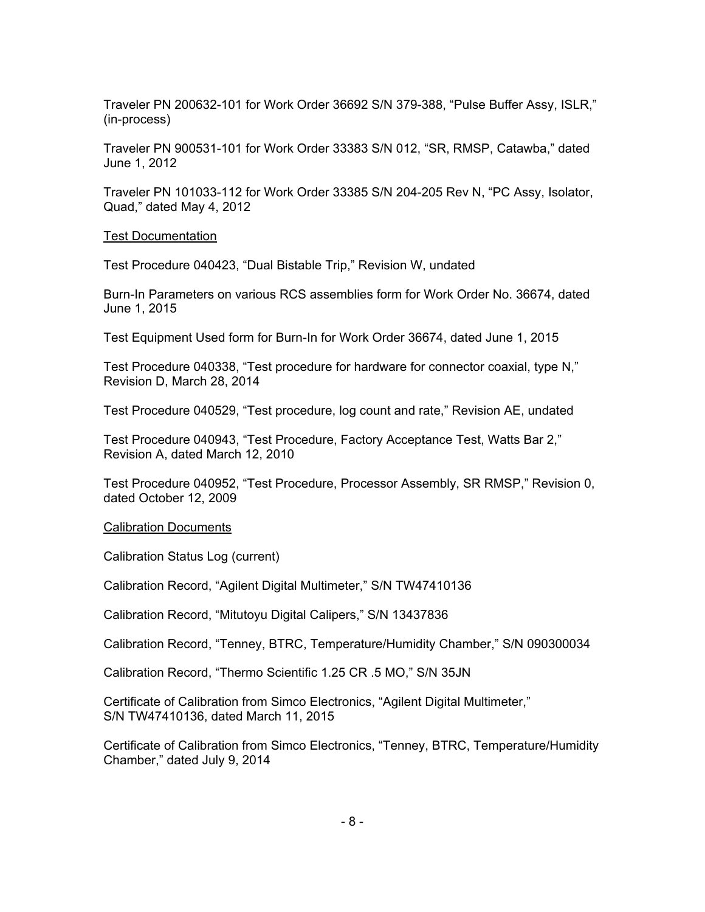Traveler PN 200632-101 for Work Order 36692 S/N 379-388, “Pulse Buffer Assy, ISLR,” (in-process)

Traveler PN 900531-101 for Work Order 33383 S/N 012, “SR, RMSP, Catawba,” dated June 1, 2012

Traveler PN 101033-112 for Work Order 33385 S/N 204-205 Rev N, “PC Assy, Isolator, Quad,” dated May 4, 2012

<u>Test Documentation</u>

Test Procedure 040423, “Dual Bistable Trip,” Revision W, undated

Burn-In Parameters on various RCS assemblies form for Work Order No. 36674, dated June 1, 2015

Test Equipment Used form for Burn-In for Work Order 36674, dated June 1, 2015

Test Procedure 040338, “Test procedure for hardware for connector coaxial, type N,” Revision D, March 28, 2014

Test Procedure 040529, “Test procedure, log count and rate,” Revision AE, undated

Test Procedure 040943, “Test Procedure, Factory Acceptance Test, Watts Bar 2,” Revision A, dated March 12, 2010

Test Procedure 040952, “Test Procedure, Processor Assembly, SR RMSP,” Revision 0, dated October 12, 2009

<u>Calibration Documents</u>

Calibration Status Log (current)

Calibration Record, “Agilent Digital Multimeter,” S/N TW47410136

Calibration Record, “Mitutoyu Digital Calipers,” S/N 13437836

Calibration Record, “Tenney, BTRC, Temperature/Humidity Chamber,” S/N 090300034

Calibration Record, “Thermo Scientific 1.25 CR .5 MO,” S/N 35JN

Certificate of Calibration from Simco Electronics, “Agilent Digital Multimeter,” S/N TW47410136, dated March 11, 2015

Certificate of Calibration from Simco Electronics, “Tenney, BTRC, Temperature/Humidity Chamber,” dated July 9, 2014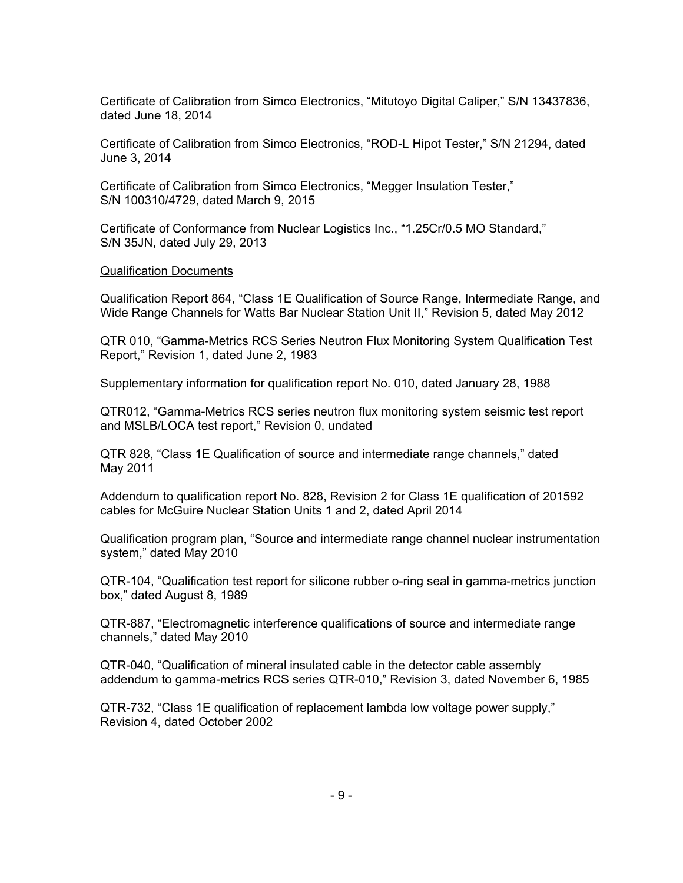Certificate of Calibration from Simco Electronics, "Mitutoyo Digital Caliper," S/N 13437836, dated June 18, 2014

Certificate of Calibration from Simco Electronics, "ROD-L Hipot Tester," S/N 21294, dated June 3, 2014

Certificate of Calibration from Simco Electronics, "Megger Insulation Tester," S/N 100310/4729, dated March 9, 2015

Certificate of Conformance from Nuclear Logistics Inc., "1.25Cr/0.5 MO Standard," S/N 35JN, dated July 29, 2013

Qualification Documents

Qualification Report 864, "Class 1E Qualification of Source Range, Intermediate Range, and Wide Range Channels for Watts Bar Nuclear Station Unit II," Revision 5, dated May 2012

QTR 010, "Gamma-Metrics RCS Series Neutron Flux Monitoring System Qualification Test Report," Revision 1, dated June 2, 1983

Supplementary information for qualification report No. 010, dated January 28, 1988

QTR012, "Gamma-Metrics RCS series neutron flux monitoring system seismic test report and MSLB/LOCA test report," Revision 0, undated

QTR 828, "Class 1E Qualification of source and intermediate range channels," dated May 2011

Addendum to qualification report No. 828, Revision 2 for Class 1E qualification of 201592 cables for McGuire Nuclear Station Units 1 and 2, dated April 2014

Qualification program plan, "Source and intermediate range channel nuclear instrumentation system," dated May 2010

QTR-104, "Qualification test report for silicone rubber o-ring seal in gamma-metrics junction box," dated August 8, 1989

QTR-887, "Electromagnetic interference qualifications of source and intermediate range channels," dated May 2010

QTR-040, "Qualification of mineral insulated cable in the detector cable assembly addendum to gamma-metrics RCS series QTR-010," Revision 3, dated November 6, 1985

QTR-732, "Class 1E qualification of replacement lambda low voltage power supply," Revision 4, dated October 2002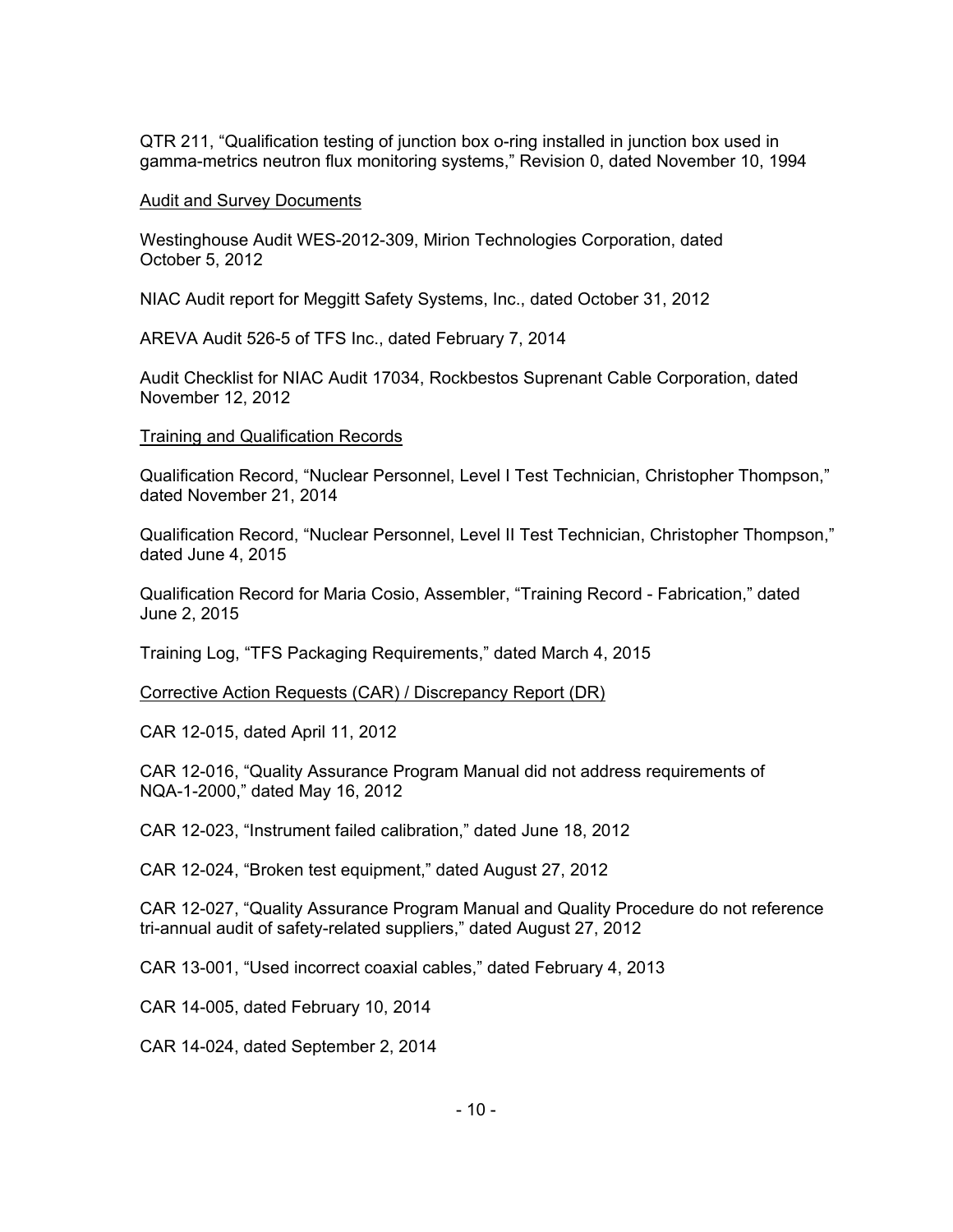QTR 211, “Qualification testing of junction box o-ring installed in junction box used in gamma-metrics neutron flux monitoring systems,” Revision 0, dated November 10, 1994

Audit and Survey Documents

Westinghouse Audit WES-2012-309, Mirion Technologies Corporation, dated October 5, 2012

NIAC Audit report for Meggitt Safety Systems, Inc., dated October 31, 2012

AREVA Audit 526-5 of TFS Inc., dated February 7, 2014

Audit Checklist for NIAC Audit 17034, Rockbestos Suprenant Cable Corporation, dated November 12, 2012

Training and Qualification Records

Qualification Record, “Nuclear Personnel, Level I Test Technician, Christopher Thompson,” dated November 21, 2014

Qualification Record, “Nuclear Personnel, Level II Test Technician, Christopher Thompson,” dated June 4, 2015

Qualification Record for Maria Cosio, Assembler, “Training Record - Fabrication,” dated June 2, 2015

Training Log, “TFS Packaging Requirements,” dated March 4, 2015

Corrective Action Requests (CAR) / Discrepancy Report (DR)

CAR 12-015, dated April 11, 2012

CAR 12-016, “Quality Assurance Program Manual did not address requirements of NQA-1-2000,” dated May 16, 2012

CAR 12-023, “Instrument failed calibration,” dated June 18, 2012

CAR 12-024, “Broken test equipment,” dated August 27, 2012

CAR 12-027, “Quality Assurance Program Manual and Quality Procedure do not reference tri-annual audit of safety-related suppliers,” dated August 27, 2012

CAR 13-001, “Used incorrect coaxial cables,” dated February 4, 2013

CAR 14-005, dated February 10, 2014

CAR 14-024, dated September 2, 2014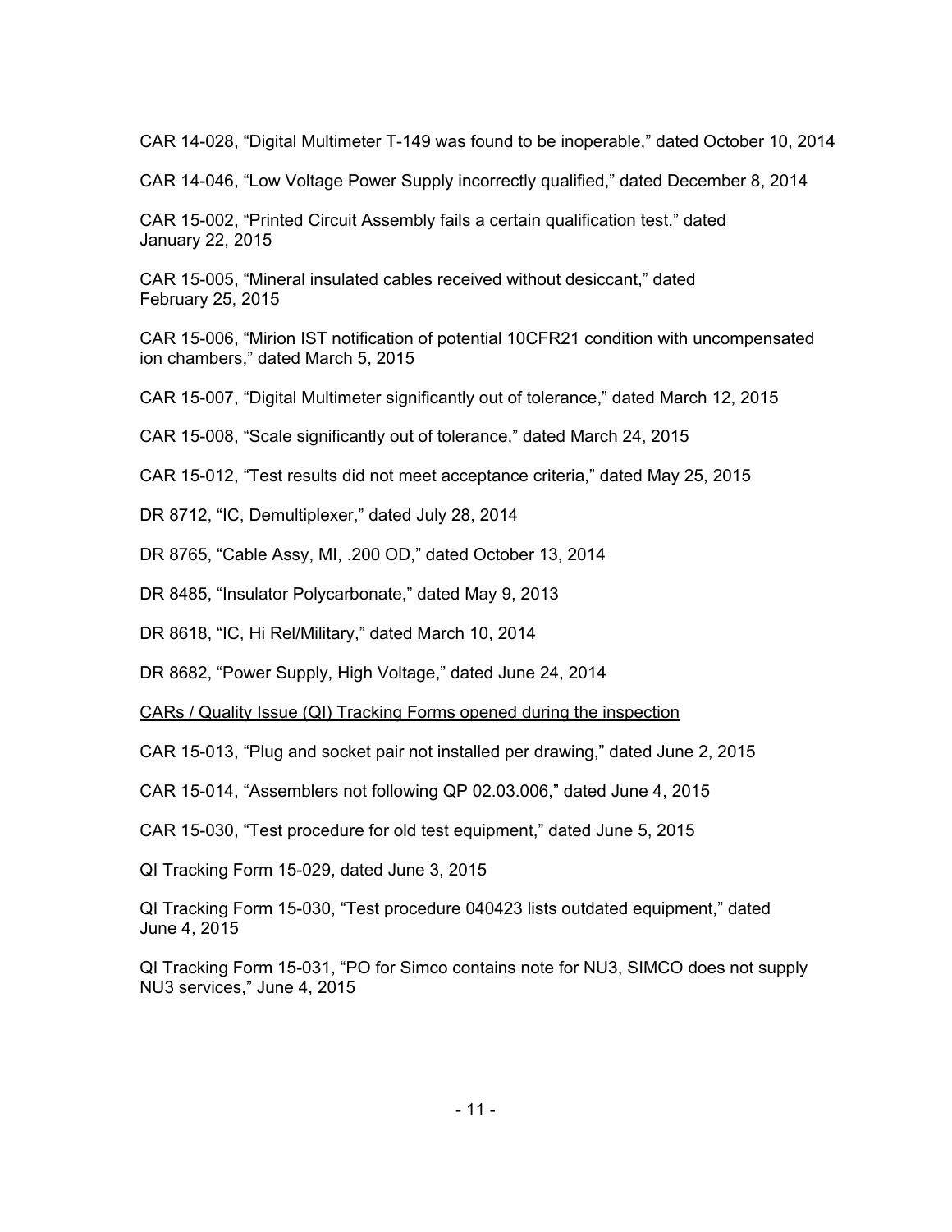CAR 14-028, “Digital Multimeter T-149 was found to be inoperable,” dated October 10, 2014

CAR 14-046, “Low Voltage Power Supply incorrectly qualified,” dated December 8, 2014

CAR 15-002, “Printed Circuit Assembly fails a certain qualification test,” dated January 22, 2015

CAR 15-005, “Mineral insulated cables received without desiccant,” dated February 25, 2015

CAR 15-006, “Mirion IST notification of potential 10CFR21 condition with uncompensated ion chambers,” dated March 5, 2015

CAR 15-007, “Digital Multimeter significantly out of tolerance,” dated March 12, 2015

CAR 15-008, “Scale significantly out of tolerance,” dated March 24, 2015

CAR 15-012, “Test results did not meet acceptance criteria,” dated May 25, 2015

DR 8712, “IC, Demultiplexer,” dated July 28, 2014

DR 8765, “Cable Assy, MI, .200 OD,” dated October 13, 2014

DR 8485, “Insulator Polycarbonate,” dated May 9, 2013

DR 8618, “IC, Hi Rel/Military,” dated March 10, 2014

DR 8682, “Power Supply, High Voltage,” dated June 24, 2014

CARs / Quality Issue (QI) Tracking Forms opened during the inspection

CAR 15-013, “Plug and socket pair not installed per drawing,” dated June 2, 2015

CAR 15-014, “Assemblers not following QP 02.03.006,” dated June 4, 2015

CAR 15-030, “Test procedure for old test equipment,” dated June 5, 2015

QI Tracking Form 15-029, dated June 3, 2015

QI Tracking Form 15-030, “Test procedure 040423 lists outdated equipment,” dated June 4, 2015

QI Tracking Form 15-031, “PO for Simco contains note for NU3, SIMCO does not supply NU3 services,” June 4, 2015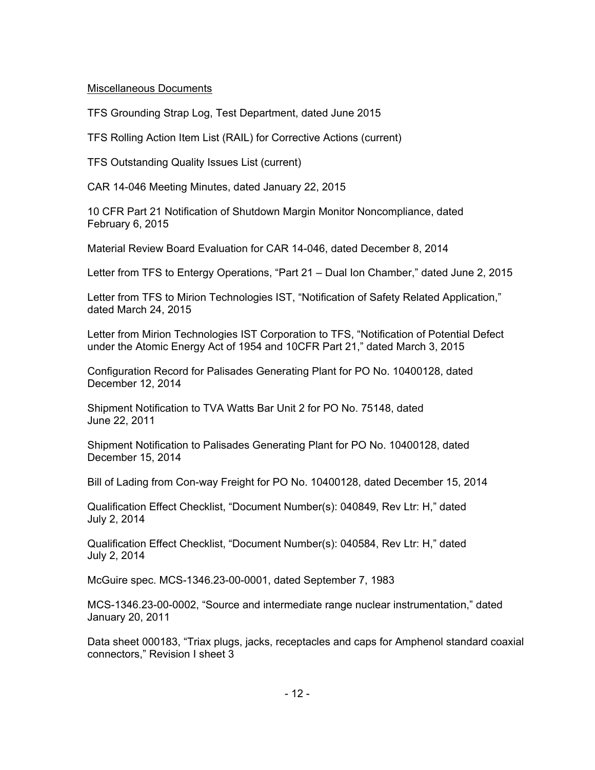Miscellaneous Documents

TFS Grounding Strap Log, Test Department, dated June 2015

TFS Rolling Action Item List (RAIL) for Corrective Actions (current)

TFS Outstanding Quality Issues List (current)

CAR 14-046 Meeting Minutes, dated January 22, 2015

10 CFR Part 21 Notification of Shutdown Margin Monitor Noncompliance, dated February 6, 2015

Material Review Board Evaluation for CAR 14-046, dated December 8, 2014

Letter from TFS to Entergy Operations, "Part 21 – Dual Ion Chamber," dated June 2, 2015

Letter from TFS to Mirion Technologies IST, "Notification of Safety Related Application," dated March 24, 2015

Letter from Mirion Technologies IST Corporation to TFS, "Notification of Potential Defect under the Atomic Energy Act of 1954 and 10CFR Part 21," dated March 3, 2015

Configuration Record for Palisades Generating Plant for PO No. 10400128, dated December 12, 2014

Shipment Notification to TVA Watts Bar Unit 2 for PO No. 75148, dated June 22, 2011

Shipment Notification to Palisades Generating Plant for PO No. 10400128, dated December 15, 2014

Bill of Lading from Con-way Freight for PO No. 10400128, dated December 15, 2014

Qualification Effect Checklist, "Document Number(s): 040849, Rev Ltr: H," dated July 2, 2014

Qualification Effect Checklist, "Document Number(s): 040584, Rev Ltr: H," dated July 2, 2014

McGuire spec. MCS-1346.23-00-0001, dated September 7, 1983

MCS-1346.23-00-0002, "Source and intermediate range nuclear instrumentation," dated January 20, 2011

Data sheet 000183, "Triax plugs, jacks, receptacles and caps for Amphenol standard coaxial connectors," Revision I sheet 3